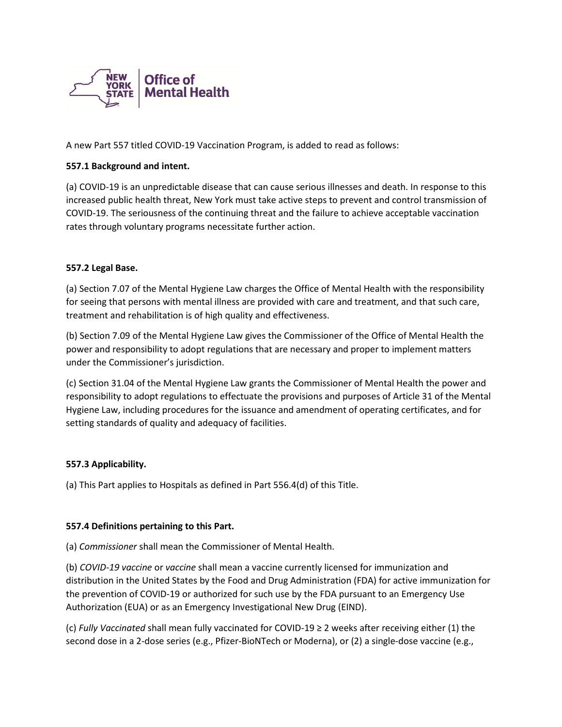NEW YORK STATE | Office of Mental Health

A new Part 557 titled COVID-19 Vaccination Program, is added to read as follows:

**557.1 Background and intent.**

(a) COVID-19 is an unpredictable disease that can cause serious illnesses and death. In response to this increased public health threat, New York must take active steps to prevent and control transmission of COVID-19. The seriousness of the continuing threat and the failure to achieve acceptable vaccination rates through voluntary programs necessitate further action.

**557.2 Legal Base.**

(a) Section 7.07 of the Mental Hygiene Law charges the Office of Mental Health with the responsibility for seeing that persons with mental illness are provided with care and treatment, and that such care, treatment and rehabilitation is of high quality and effectiveness.

(b) Section 7.09 of the Mental Hygiene Law gives the Commissioner of the Office of Mental Health the power and responsibility to adopt regulations that are necessary and proper to implement matters under the Commissioner's jurisdiction.

(c) Section 31.04 of the Mental Hygiene Law grants the Commissioner of Mental Health the power and responsibility to adopt regulations to effectuate the provisions and purposes of Article 31 of the Mental Hygiene Law, including procedures for the issuance and amendment of operating certificates, and for setting standards of quality and adequacy of facilities.

**557.3 Applicability.**

(a) This Part applies to Hospitals as defined in Part 556.4(d) of this Title.

**557.4 Definitions pertaining to this Part.**

(a) *Commissioner* shall mean the Commissioner of Mental Health.

(b) *COVID-19 vaccine* or *vaccine* shall mean a vaccine currently licensed for immunization and distribution in the United States by the Food and Drug Administration (FDA) for active immunization for the prevention of COVID-19 or authorized for such use by the FDA pursuant to an Emergency Use Authorization (EUA) or as an Emergency Investigational New Drug (EIND).

(c) *Fully Vaccinated* shall mean fully vaccinated for COVID-19 ≥ 2 weeks after receiving either (1) the second dose in a 2-dose series (e.g., Pfizer-BioNTech or Moderna), or (2) a single-dose vaccine (e.g.,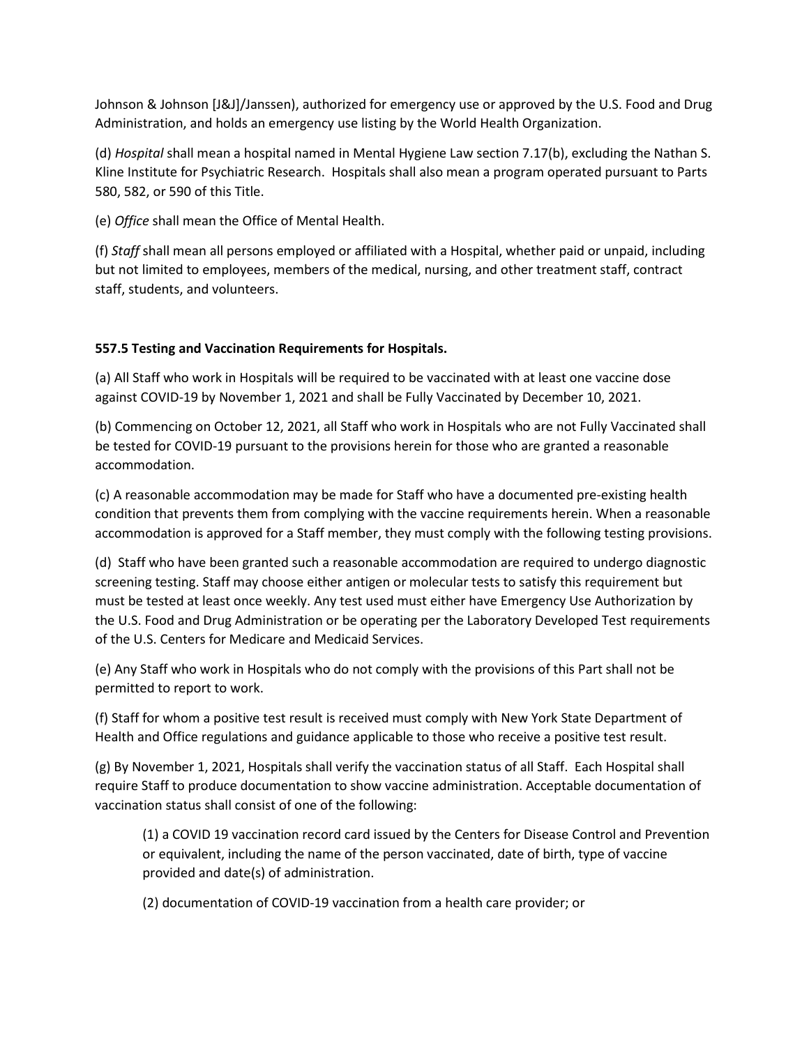Johnson & Johnson [J&J]/Janssen), authorized for emergency use or approved by the U.S. Food and Drug Administration, and holds an emergency use listing by the World Health Organization.

(d) *Hospital* shall mean a hospital named in Mental Hygiene Law section 7.17(b), excluding the Nathan S. Kline Institute for Psychiatric Research. Hospitals shall also mean a program operated pursuant to Parts 580, 582, or 590 of this Title.

(e) *Office* shall mean the Office of Mental Health.

(f) *Staff* shall mean all persons employed or affiliated with a Hospital, whether paid or unpaid, including but not limited to employees, members of the medical, nursing, and other treatment staff, contract staff, students, and volunteers.

**557.5 Testing and Vaccination Requirements for Hospitals.**

(a) All Staff who work in Hospitals will be required to be vaccinated with at least one vaccine dose against COVID-19 by November 1, 2021 and shall be Fully Vaccinated by December 10, 2021.

(b) Commencing on October 12, 2021, all Staff who work in Hospitals who are not Fully Vaccinated shall be tested for COVID-19 pursuant to the provisions herein for those who are granted a reasonable accommodation.

(c) A reasonable accommodation may be made for Staff who have a documented pre-existing health condition that prevents them from complying with the vaccine requirements herein. When a reasonable accommodation is approved for a Staff member, they must comply with the following testing provisions.

(d) Staff who have been granted such a reasonable accommodation are required to undergo diagnostic screening testing. Staff may choose either antigen or molecular tests to satisfy this requirement but must be tested at least once weekly. Any test used must either have Emergency Use Authorization by the U.S. Food and Drug Administration or be operating per the Laboratory Developed Test requirements of the U.S. Centers for Medicare and Medicaid Services.

(e) Any Staff who work in Hospitals who do not comply with the provisions of this Part shall not be permitted to report to work.

(f) Staff for whom a positive test result is received must comply with New York State Department of Health and Office regulations and guidance applicable to those who receive a positive test result.

(g) By November 1, 2021, Hospitals shall verify the vaccination status of all Staff. Each Hospital shall require Staff to produce documentation to show vaccine administration. Acceptable documentation of vaccination status shall consist of one of the following:

(1) a COVID 19 vaccination record card issued by the Centers for Disease Control and Prevention or equivalent, including the name of the person vaccinated, date of birth, type of vaccine provided and date(s) of administration.

(2) documentation of COVID-19 vaccination from a health care provider; or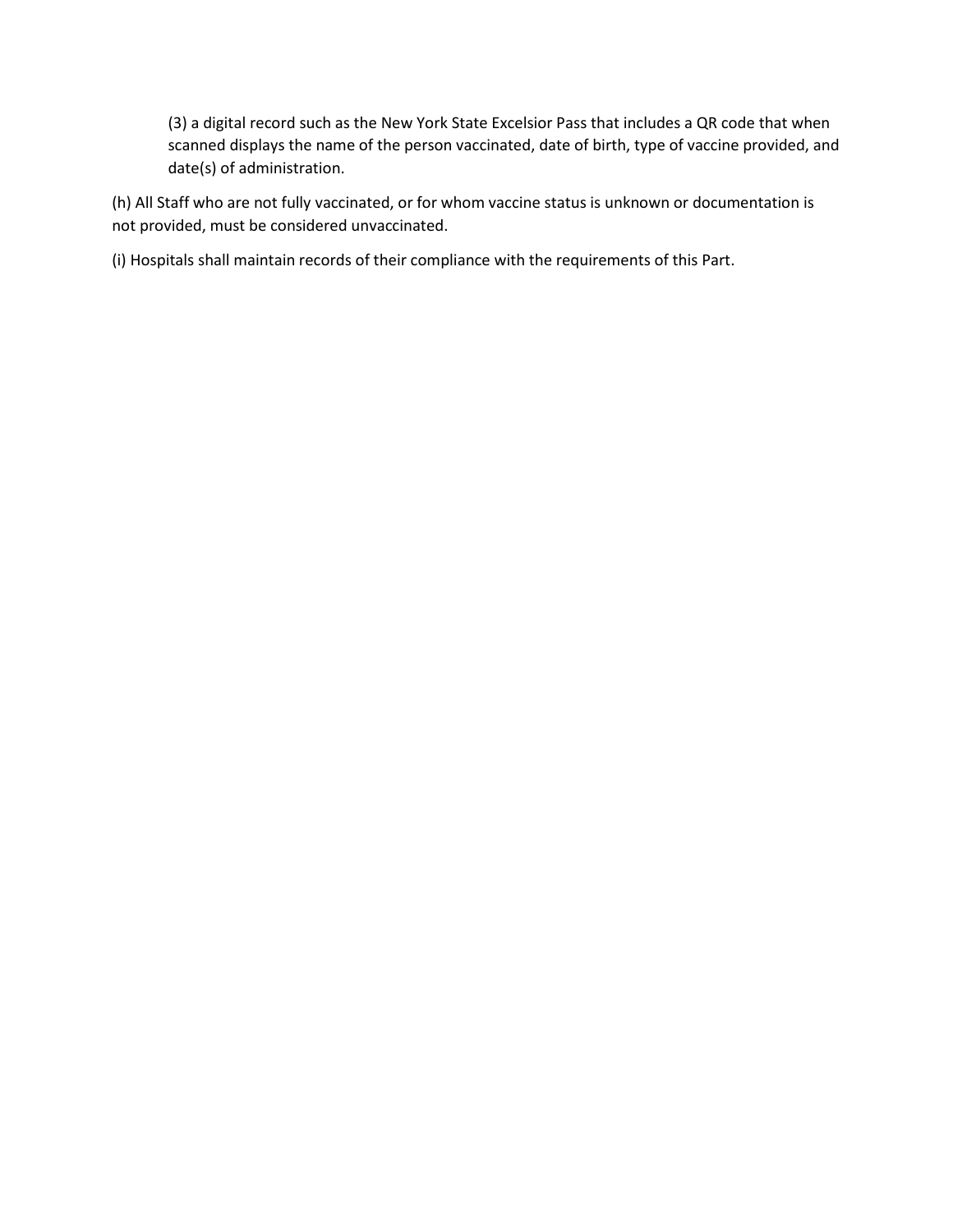(3) a digital record such as the New York State Excelsior Pass that includes a QR code that when scanned displays the name of the person vaccinated, date of birth, type of vaccine provided, and date(s) of administration.

(h) All Staff who are not fully vaccinated, or for whom vaccine status is unknown or documentation is not provided, must be considered unvaccinated.

(i) Hospitals shall maintain records of their compliance with the requirements of this Part.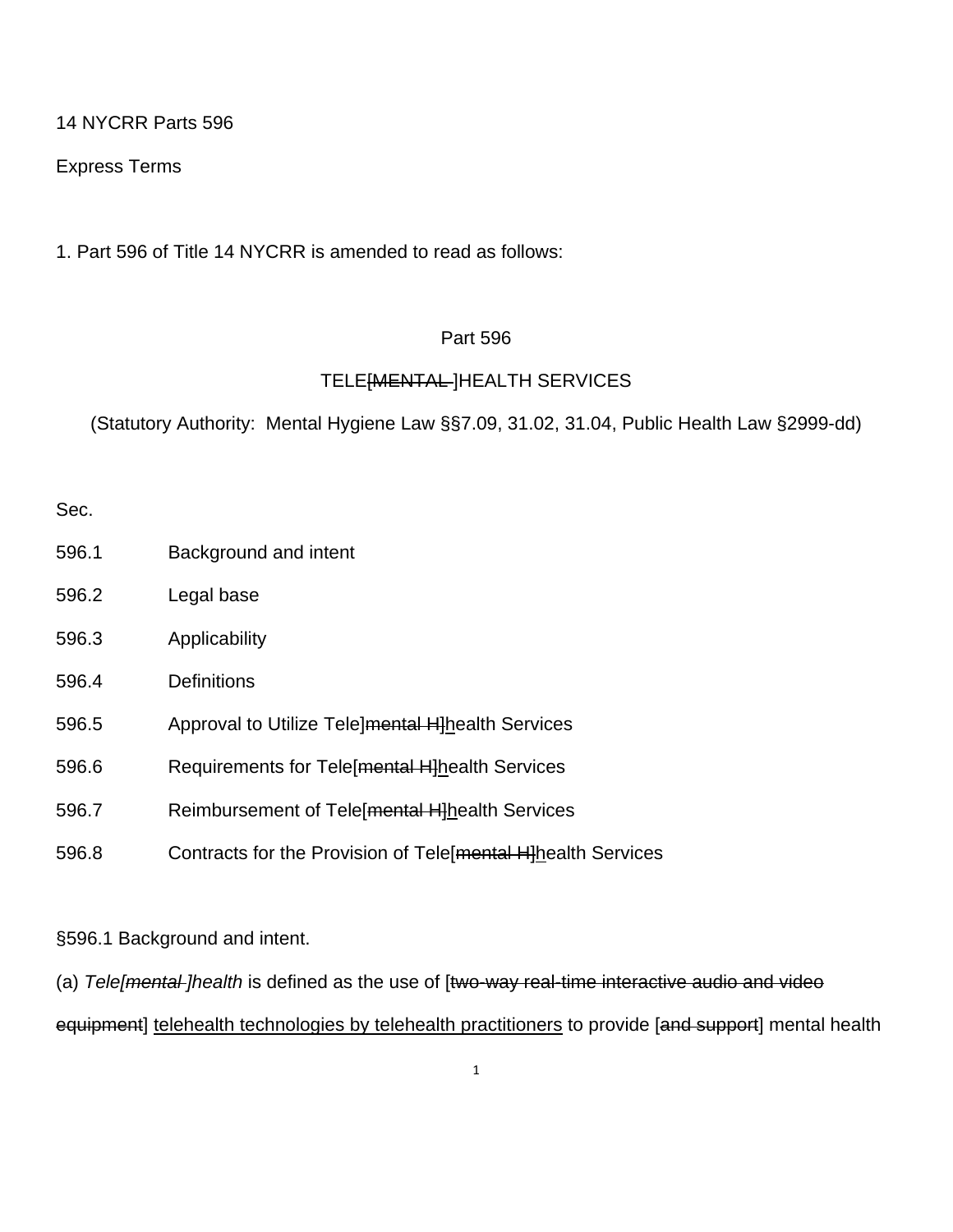14 NYCRR Parts 596

Express Terms

1. Part 596 of Title 14 NYCRR is amended to read as follows:

Part 596

TELE[~~MENTAL~~ ]HEALTH SERVICES

(Statutory Authority: Mental Hygiene Law §§7.09, 31.02, 31.04, Public Health Law §2999-dd)

Sec.

| | |
|---|---|
| 596.1 | Background and intent |
| 596.2 | Legal base |
| 596.3 | Applicability |
| 596.4 | Definitions |
| 596.5 | Approval to Utilize Tele]~~mental H~~]<u>h</u>ealth Services |
| 596.6 | Requirements for Tele[~~mental H~~]<u>h</u>ealth Services |
| 596.7 | Reimbursement of Tele[~~mental H~~]<u>h</u>ealth Services |
| 596.8 | Contracts for the Provision of Tele[~~mental H~~]<u>h</u>ealth Services |

§596.1 Background and intent.

(a) *Tele[~~mental~~ ]health* is defined as the use of [~~two-way real-time interactive audio and video equipment~~] <u>telehealth technologies by telehealth practitioners</u> to provide [~~and support~~] mental health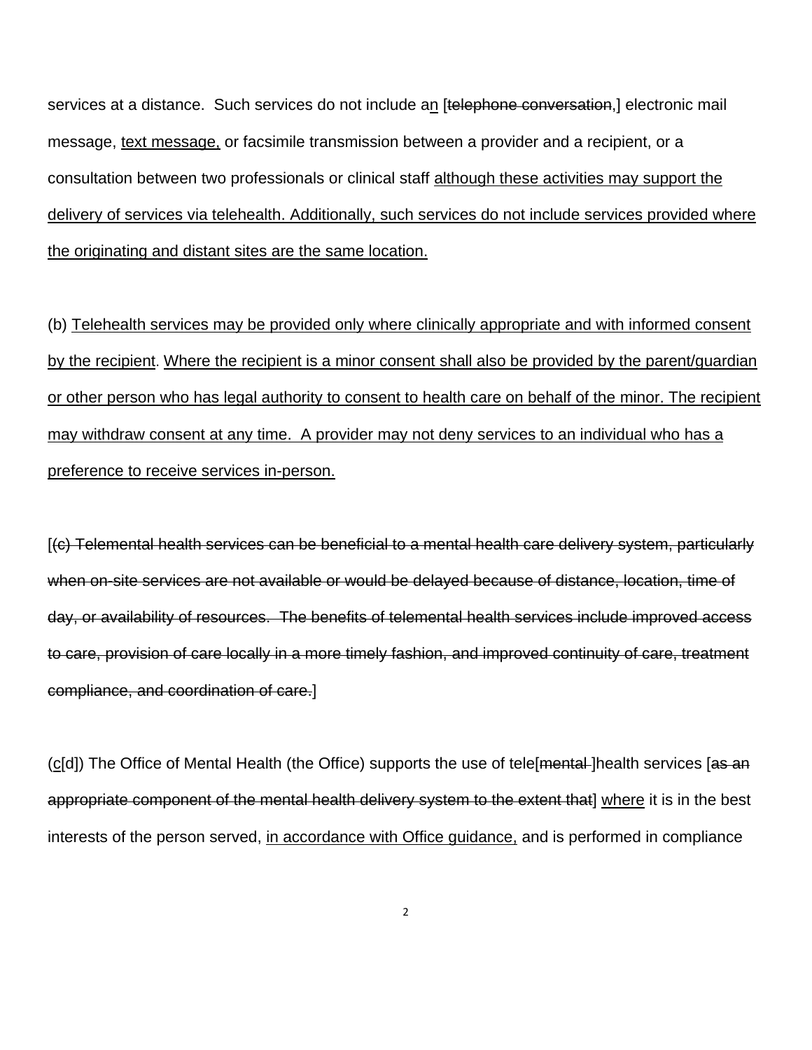services at a distance. Such services do not include a<u>n</u> [~~telephone conversation~~,] electronic mail message, <u>text message,</u> or facsimile transmission between a provider and a recipient, or a consultation between two professionals or clinical staff <u>although these activities may support the delivery of services via telehealth. Additionally, such services do not include services provided where the originating and distant sites are the same location.</u>

(b) <u>Telehealth services may be provided only where clinically appropriate and with informed consent by the recipient</u>. <u>Where the recipient is a minor consent shall also be provided by the parent/guardian or other person who has legal authority to consent to health care on behalf of the minor. The recipient may withdraw consent at any time. A provider may not deny services to an individual who has a preference to receive services in-person.</u>

[~~(c) Telemental health services can be beneficial to a mental health care delivery system, particularly when on-site services are not available or would be delayed because of distance, location, time of day, or availability of resources. The benefits of telemental health services include improved access to care, provision of care locally in a more timely fashion, and improved continuity of care, treatment compliance, and coordination of care.~~]

(<u>c</u>[d]) The Office of Mental Health (the Office) supports the use of tele[~~mental~~ ]health services [~~as an appropriate component of the mental health delivery system to the extent that~~] <u>where</u> it is in the best interests of the person served, <u>in accordance with Office guidance,</u> and is performed in compliance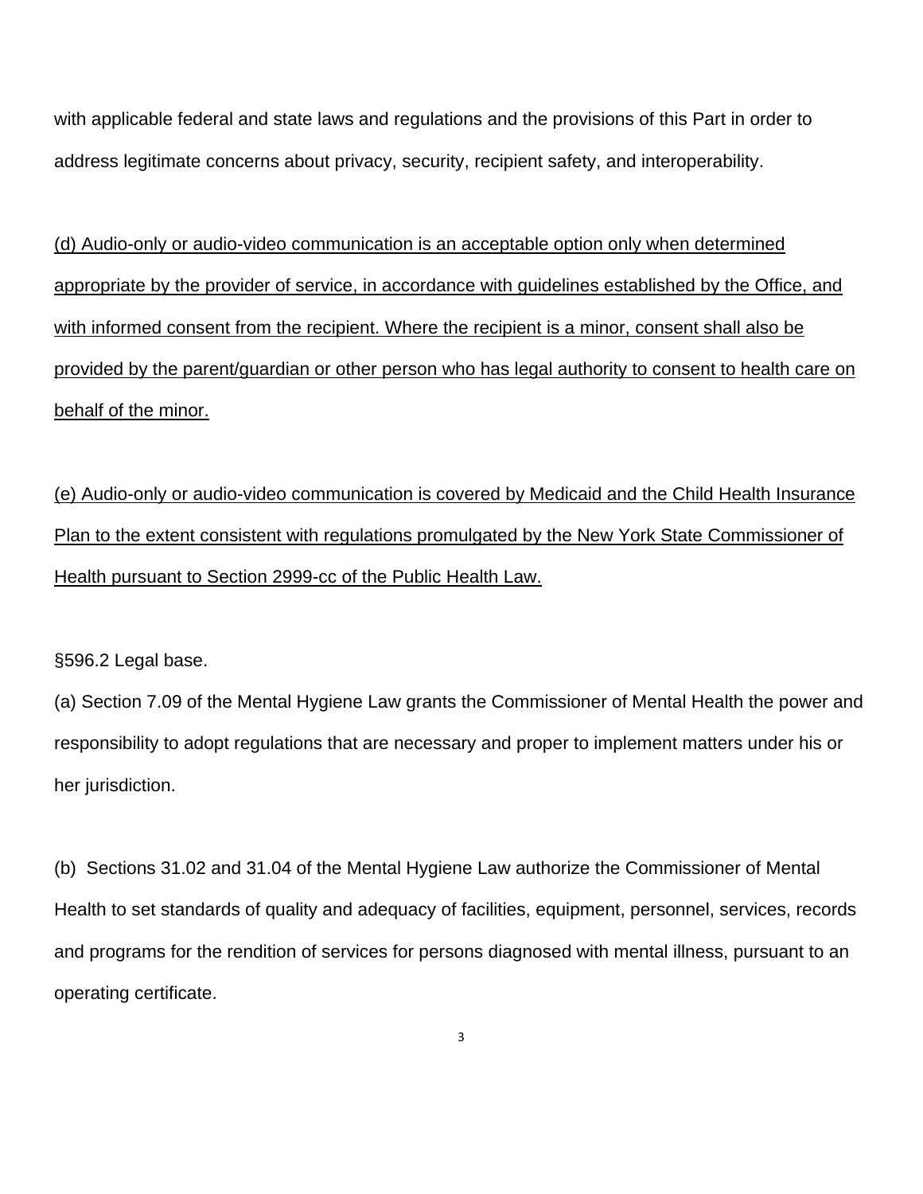with applicable federal and state laws and regulations and the provisions of this Part in order to address legitimate concerns about privacy, security, recipient safety, and interoperability.

<u>(d) Audio-only or audio-video communication is an acceptable option only when determined appropriate by the provider of service, in accordance with guidelines established by the Office, and with informed consent from the recipient. Where the recipient is a minor, consent shall also be provided by the parent/guardian or other person who has legal authority to consent to health care on behalf of the minor.</u>

<u>(e) Audio-only or audio-video communication is covered by Medicaid and the Child Health Insurance Plan to the extent consistent with regulations promulgated by the New York State Commissioner of Health pursuant to Section 2999-cc of the Public Health Law.</u>

§596.2 Legal base.

(a) Section 7.09 of the Mental Hygiene Law grants the Commissioner of Mental Health the power and responsibility to adopt regulations that are necessary and proper to implement matters under his or her jurisdiction.

(b) Sections 31.02 and 31.04 of the Mental Hygiene Law authorize the Commissioner of Mental Health to set standards of quality and adequacy of facilities, equipment, personnel, services, records and programs for the rendition of services for persons diagnosed with mental illness, pursuant to an operating certificate.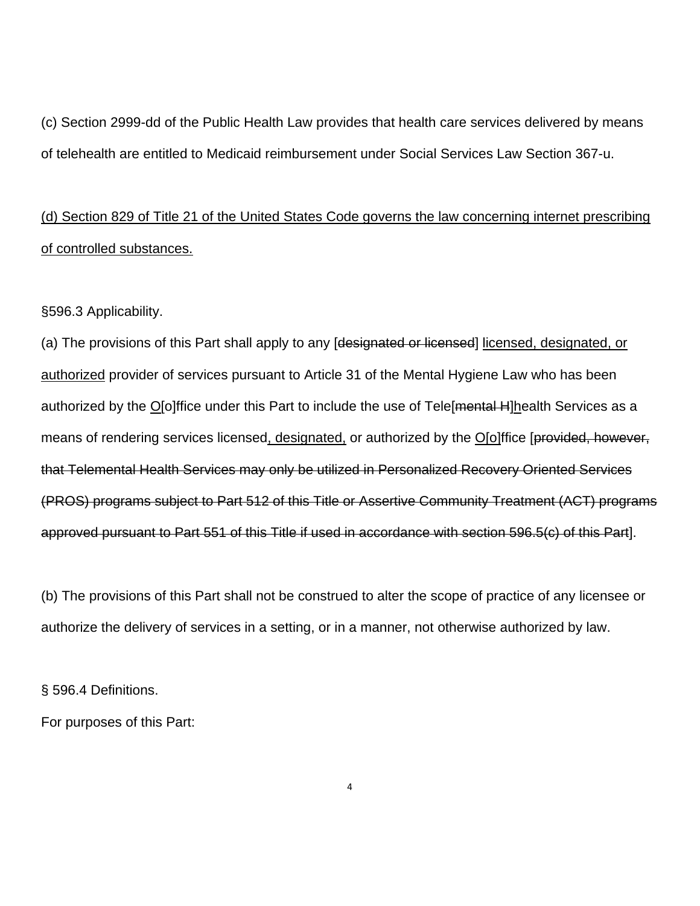(c) Section 2999-dd of the Public Health Law provides that health care services delivered by means of telehealth are entitled to Medicaid reimbursement under Social Services Law Section 367-u.

<u>(d) Section 829 of Title 21 of the United States Code governs the law concerning internet prescribing of controlled substances.</u>

§596.3 Applicability.

(a) The provisions of this Part shall apply to any [~~designated or licensed~~] <u>licensed, designated, or authorized</u> provider of services pursuant to Article 31 of the Mental Hygiene Law who has been authorized by the <u>O</u>[o]ffice under this Part to include the use of Tele[~~mental H~~]<u>h</u>ealth Services as a means of rendering services licensed<u>, designated,</u> or authorized by the <u>O[o]</u>ffice [~~provided, however, that Telemental Health Services may only be utilized in Personalized Recovery Oriented Services (PROS) programs subject to Part 512 of this Title or Assertive Community Treatment (ACT) programs approved pursuant to Part 551 of this Title if used in accordance with section 596.5(c) of this Part~~].

(b) The provisions of this Part shall not be construed to alter the scope of practice of any licensee or authorize the delivery of services in a setting, or in a manner, not otherwise authorized by law.

§ 596.4 Definitions.

For purposes of this Part: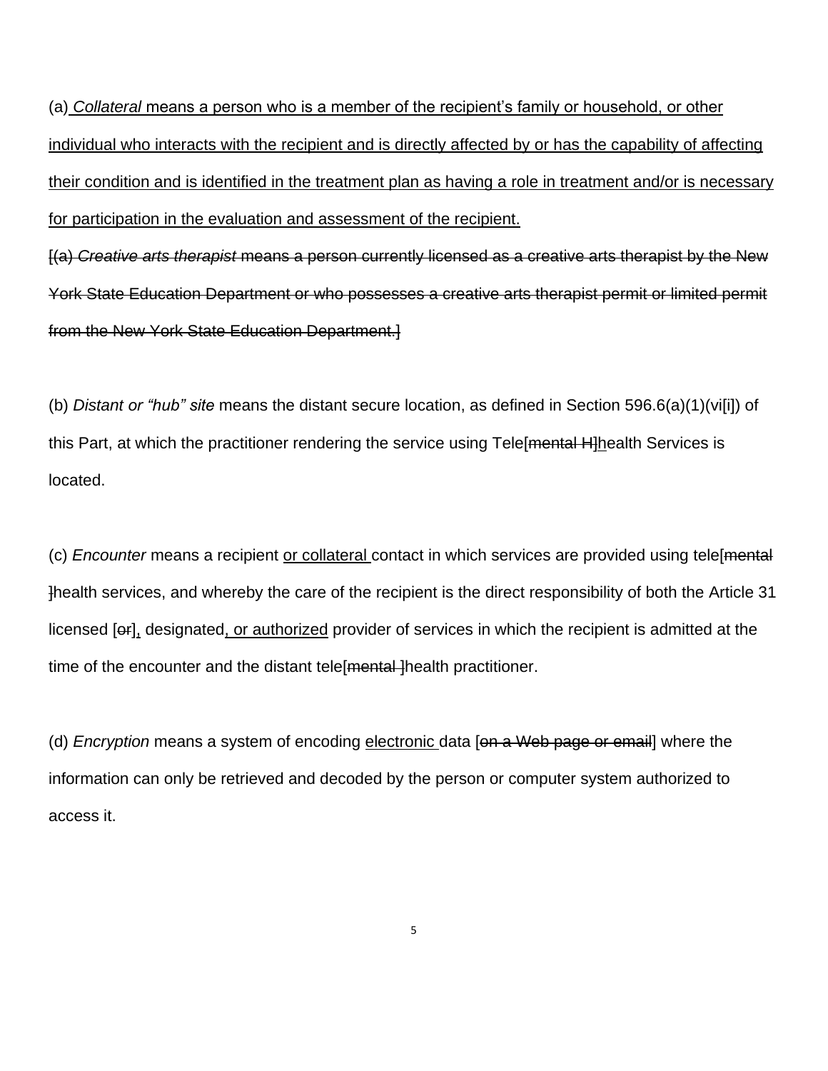(a) *Collateral* means a person who is a member of the recipient's family or household, or other individual who interacts with the recipient and is directly affected by or has the capability of affecting their condition and is identified in the treatment plan as having a role in treatment and/or is necessary for participation in the evaluation and assessment of the recipient.

[(a) *Creative arts therapist* means a person currently licensed as a creative arts therapist by the New York State Education Department or who possesses a creative arts therapist permit or limited permit from the New York State Education Department.]

(b) *Distant or "hub" site* means the distant secure location, as defined in Section 596.6(a)(1)(vi[i]) of this Part, at which the practitioner rendering the service using Tele[mental H]health Services is located.

(c) *Encounter* means a recipient or collateral contact in which services are provided using tele[mental ]health services, and whereby the care of the recipient is the direct responsibility of both the Article 31 licensed [or], designated, or authorized provider of services in which the recipient is admitted at the time of the encounter and the distant tele[mental ]health practitioner.

(d) *Encryption* means a system of encoding electronic data [on a Web page or email] where the information can only be retrieved and decoded by the person or computer system authorized to access it.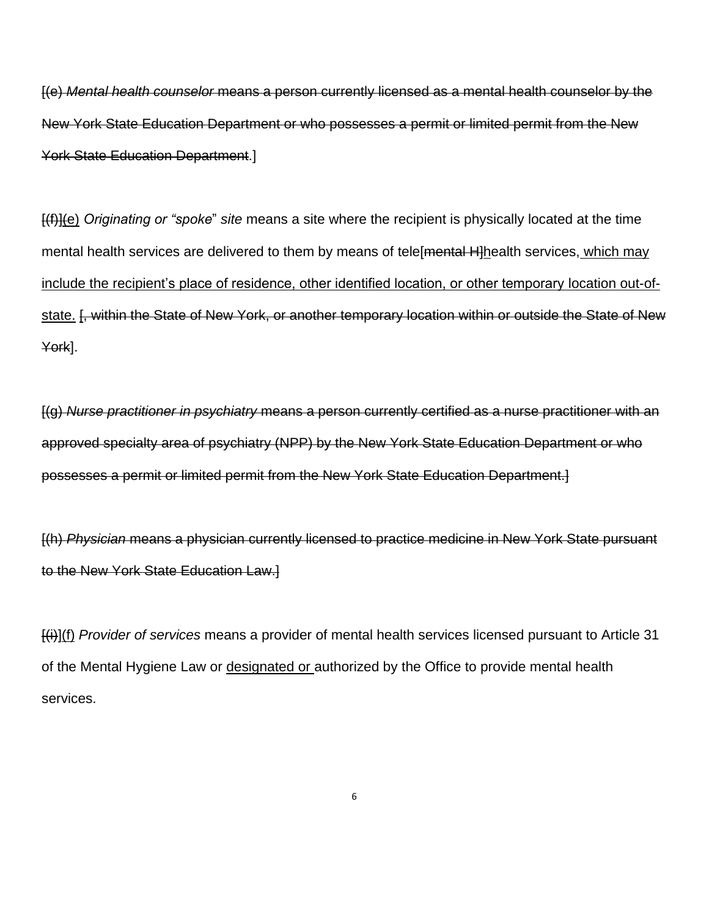[(e) *Mental health counselor* means a person currently licensed as a mental health counselor by the New York State Education Department or who possesses a permit or limited permit from the New York State Education Department.]

[(f)](e) *Originating or "spoke" site* means a site where the recipient is physically located at the time mental health services are delivered to them by means of tele[mental H]health services, which may include the recipient's place of residence, other identified location, or other temporary location out-of-state. [, within the State of New York, or another temporary location within or outside the State of New York].

[(g) *Nurse practitioner in psychiatry* means a person currently certified as a nurse practitioner with an approved specialty area of psychiatry (NPP) by the New York State Education Department or who possesses a permit or limited permit from the New York State Education Department.]

[(h) *Physician* means a physician currently licensed to practice medicine in New York State pursuant to the New York State Education Law.]

[(i)](f) *Provider of services* means a provider of mental health services licensed pursuant to Article 31 of the Mental Hygiene Law or designated or authorized by the Office to provide mental health services.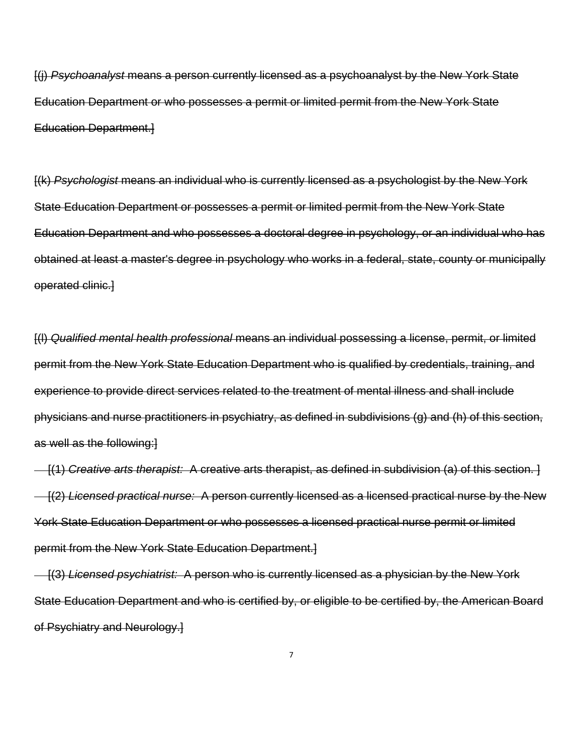~~[(j) *Psychoanalyst* means a person currently licensed as a psychoanalyst by the New York State Education Department or who possesses a permit or limited permit from the New York State Education Department.]~~

~~[(k) *Psychologist* means an individual who is currently licensed as a psychologist by the New York State Education Department or possesses a permit or limited permit from the New York State Education Department and who possesses a doctoral degree in psychology, or an individual who has obtained at least a master's degree in psychology who works in a federal, state, county or municipally operated clinic.]~~

~~[(l) *Qualified mental health professional* means an individual possessing a license, permit, or limited permit from the New York State Education Department who is qualified by credentials, training, and experience to provide direct services related to the treatment of mental illness and shall include physicians and nurse practitioners in psychiatry, as defined in subdivisions (g) and (h) of this section, as well as the following:]~~

~~[(1) *Creative arts therapist:* A creative arts therapist, as defined in subdivision (a) of this section. ]~~

~~[(2) *Licensed practical nurse:* A person currently licensed as a licensed practical nurse by the New York State Education Department or who possesses a licensed practical nurse permit or limited permit from the New York State Education Department.]~~

~~[(3) *Licensed psychiatrist:* A person who is currently licensed as a physician by the New York State Education Department and who is certified by, or eligible to be certified by, the American Board of Psychiatry and Neurology.]~~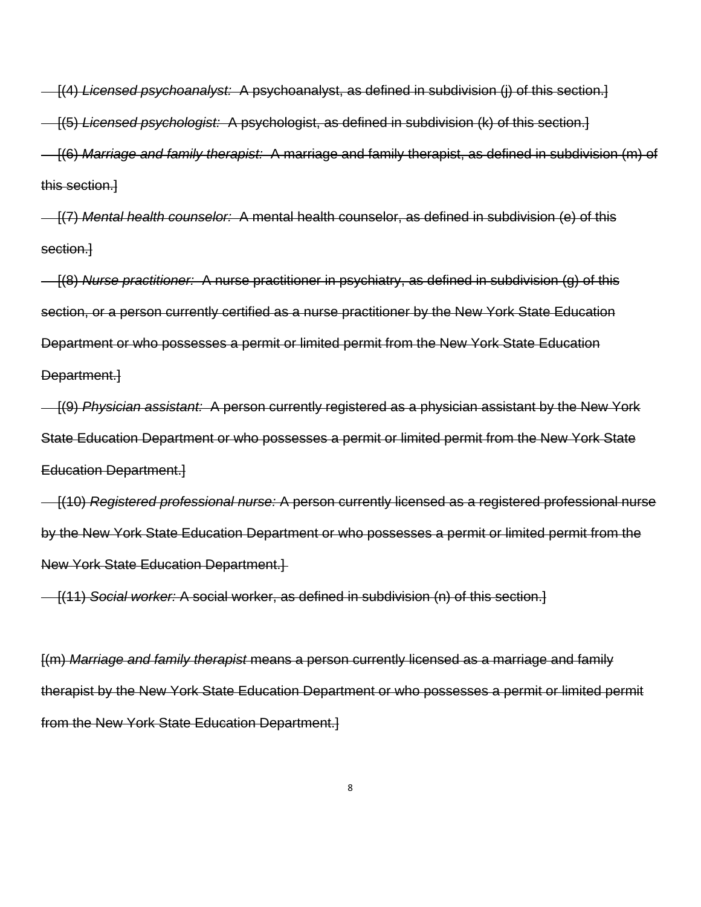~~[(4) *Licensed psychoanalyst:* A psychoanalyst, as defined in subdivision (j) of this section.]~~

~~[(5) *Licensed psychologist:* A psychologist, as defined in subdivision (k) of this section.]~~

~~[(6) *Marriage and family therapist:* A marriage and family therapist, as defined in subdivision (m) of this section.]~~

~~[(7) *Mental health counselor:* A mental health counselor, as defined in subdivision (e) of this section.]~~

~~[(8) *Nurse practitioner:* A nurse practitioner in psychiatry, as defined in subdivision (g) of this section, or a person currently certified as a nurse practitioner by the New York State Education Department or who possesses a permit or limited permit from the New York State Education Department.]~~

~~[(9) *Physician assistant:* A person currently registered as a physician assistant by the New York State Education Department or who possesses a permit or limited permit from the New York State Education Department.]~~

~~[(10) *Registered professional nurse:* A person currently licensed as a registered professional nurse by the New York State Education Department or who possesses a permit or limited permit from the New York State Education Department.]~~

~~[(11) *Social worker:* A social worker, as defined in subdivision (n) of this section.]~~

~~[(m) *Marriage and family therapist* means a person currently licensed as a marriage and family therapist by the New York State Education Department or who possesses a permit or limited permit from the New York State Education Department.]~~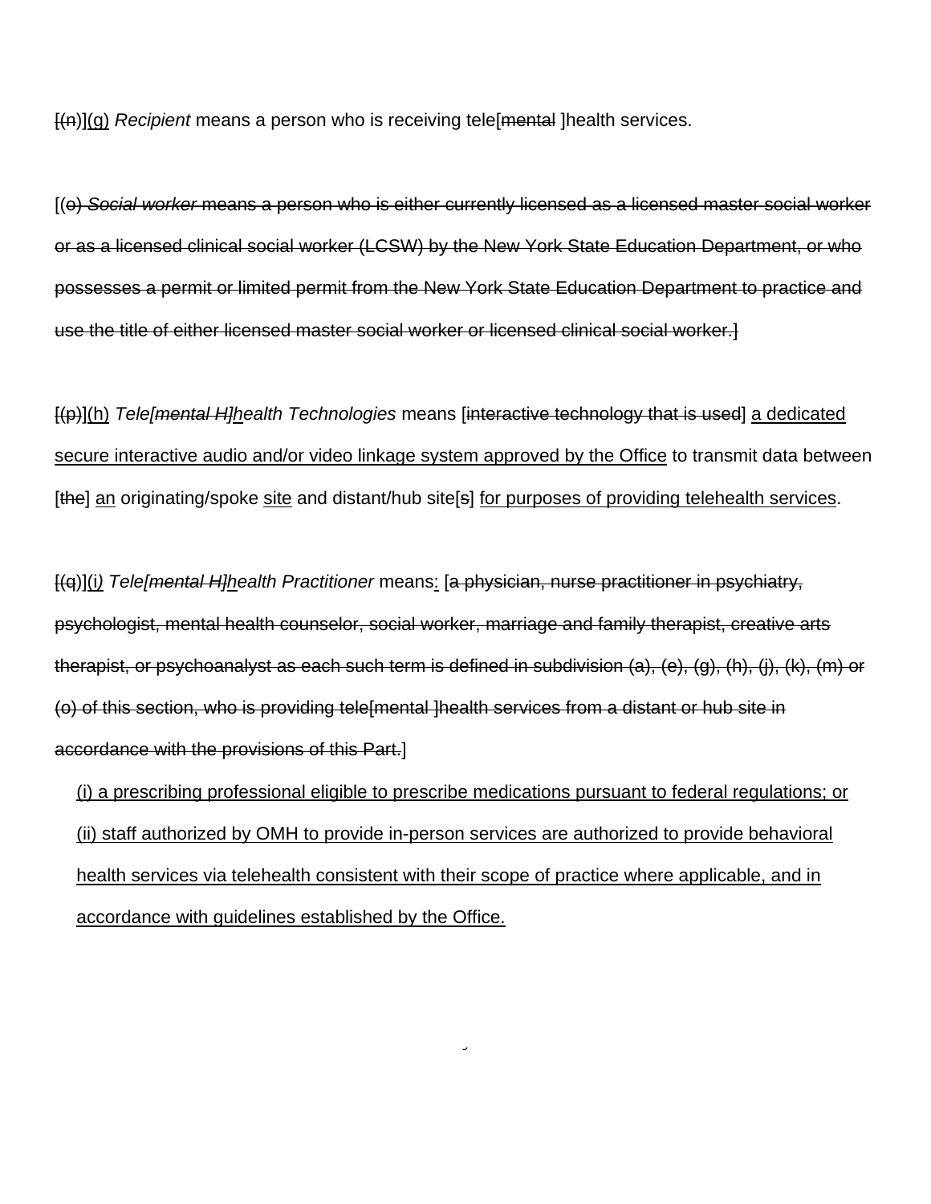[(n)](g) *Recipient* means a person who is receiving tele[mental ]health services.

[(o) *Social worker* means a person who is either currently licensed as a licensed master social worker or as a licensed clinical social worker (LCSW) by the New York State Education Department, or who possesses a permit or limited permit from the New York State Education Department to practice and use the title of either licensed master social worker or licensed clinical social worker.]

[(p)](h) *Tele[mental H]health Technologies* means [interactive technology that is used] a dedicated secure interactive audio and/or video linkage system approved by the Office to transmit data between [the] an originating/spoke site and distant/hub site[s] for purposes of providing telehealth services.

[(q)](i) *Tele[mental H]health Practitioner* means: [a physician, nurse practitioner in psychiatry, psychologist, mental health counselor, social worker, marriage and family therapist, creative arts therapist, or psychoanalyst as each such term is defined in subdivision (a), (e), (g), (h), (j), (k), (m) or (o) of this section, who is providing tele[mental ]health services from a distant or hub site in accordance with the provisions of this Part.]

(i) a prescribing professional eligible to prescribe medications pursuant to federal regulations; or

(ii) staff authorized by OMH to provide in-person services are authorized to provide behavioral health services via telehealth consistent with their scope of practice where applicable, and in accordance with guidelines established by the Office.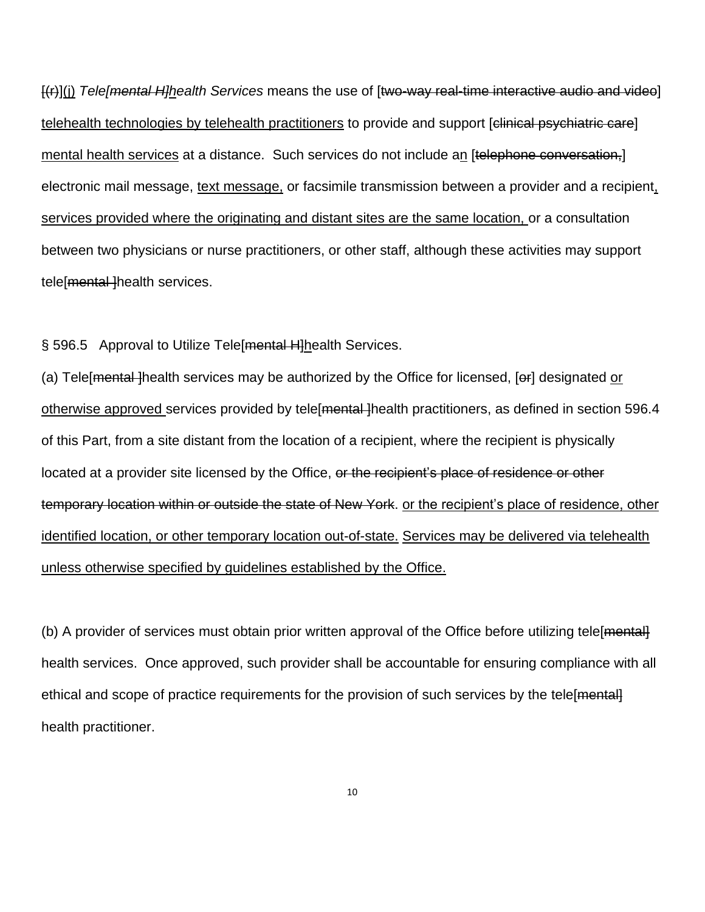[(r)](j) *Tele[mental H]health Services* means the use of [two-way real-time interactive audio and video] telehealth technologies by telehealth practitioners to provide and support [clinical psychiatric care] mental health services at a distance. Such services do not include an [telephone conversation,] electronic mail message, text message, or facsimile transmission between a provider and a recipient, services provided where the originating and distant sites are the same location, or a consultation between two physicians or nurse practitioners, or other staff, although these activities may support tele[mental ]health services.

§ 596.5 Approval to Utilize Tele[mental H]health Services.

(a) Tele[mental ]health services may be authorized by the Office for licensed, [or] designated or otherwise approved services provided by tele[mental ]health practitioners, as defined in section 596.4 of this Part, from a site distant from the location of a recipient, where the recipient is physically located at a provider site licensed by the Office, or the recipient's place of residence or other temporary location within or outside the state of New York. or the recipient's place of residence, other identified location, or other temporary location out-of-state. Services may be delivered via telehealth unless otherwise specified by guidelines established by the Office.

(b) A provider of services must obtain prior written approval of the Office before utilizing tele[mental] health services. Once approved, such provider shall be accountable for ensuring compliance with all ethical and scope of practice requirements for the provision of such services by the tele[mental] health practitioner.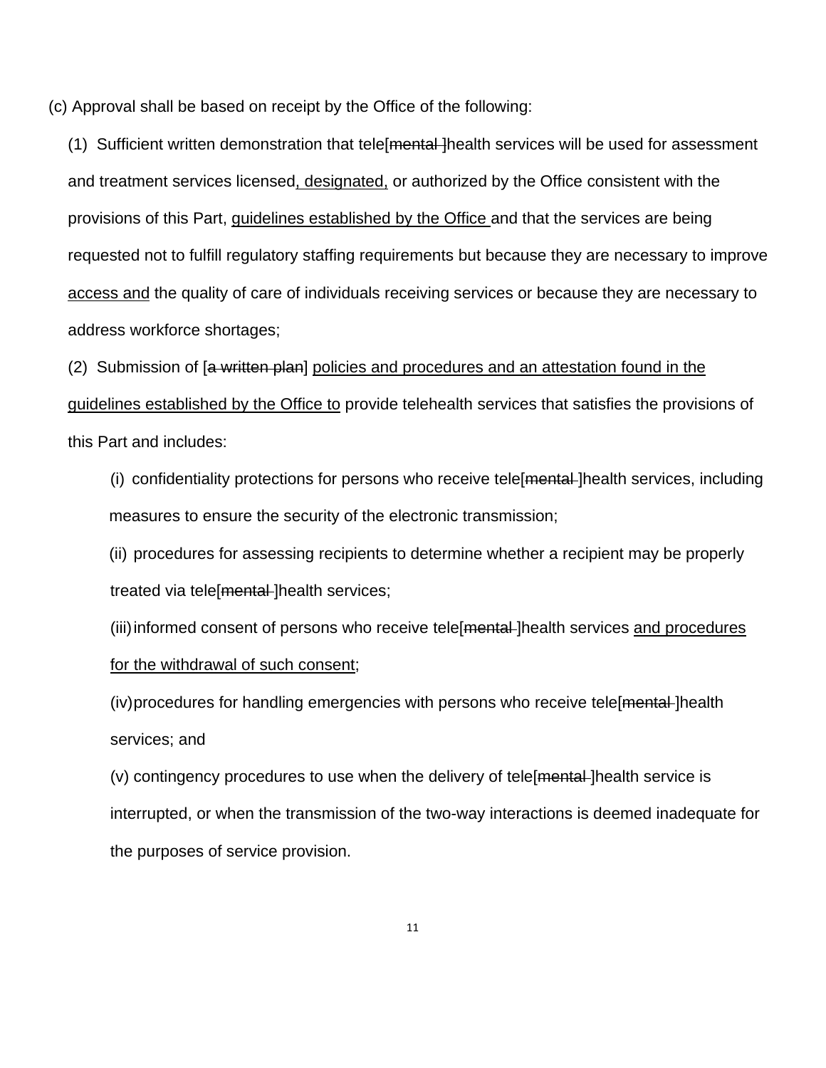(c) Approval shall be based on receipt by the Office of the following:

(1) Sufficient written demonstration that tele[~~mental~~ ]health services will be used for assessment and treatment services licensed<u>, designated,</u> or authorized by the Office consistent with the provisions of this Part, <u>guidelines established by the Office</u> and that the services are being requested not to fulfill regulatory staffing requirements but because they are necessary to improve <u>access and</u> the quality of care of individuals receiving services or because they are necessary to address workforce shortages;

(2) Submission of [~~a written plan~~] <u>policies and procedures and an attestation found in the guidelines established by the Office to</u> provide telehealth services that satisfies the provisions of this Part and includes:

(i) confidentiality protections for persons who receive tele[~~mental~~ ]health services, including measures to ensure the security of the electronic transmission;

(ii) procedures for assessing recipients to determine whether a recipient may be properly treated via tele[~~mental~~ ]health services;

(iii) informed consent of persons who receive tele[~~mental~~ ]health services <u>and procedures for the withdrawal of such consent</u>;

(iv) procedures for handling emergencies with persons who receive tele[~~mental~~ ]health services; and

(v) contingency procedures to use when the delivery of tele[~~mental~~ ]health service is interrupted, or when the transmission of the two-way interactions is deemed inadequate for the purposes of service provision.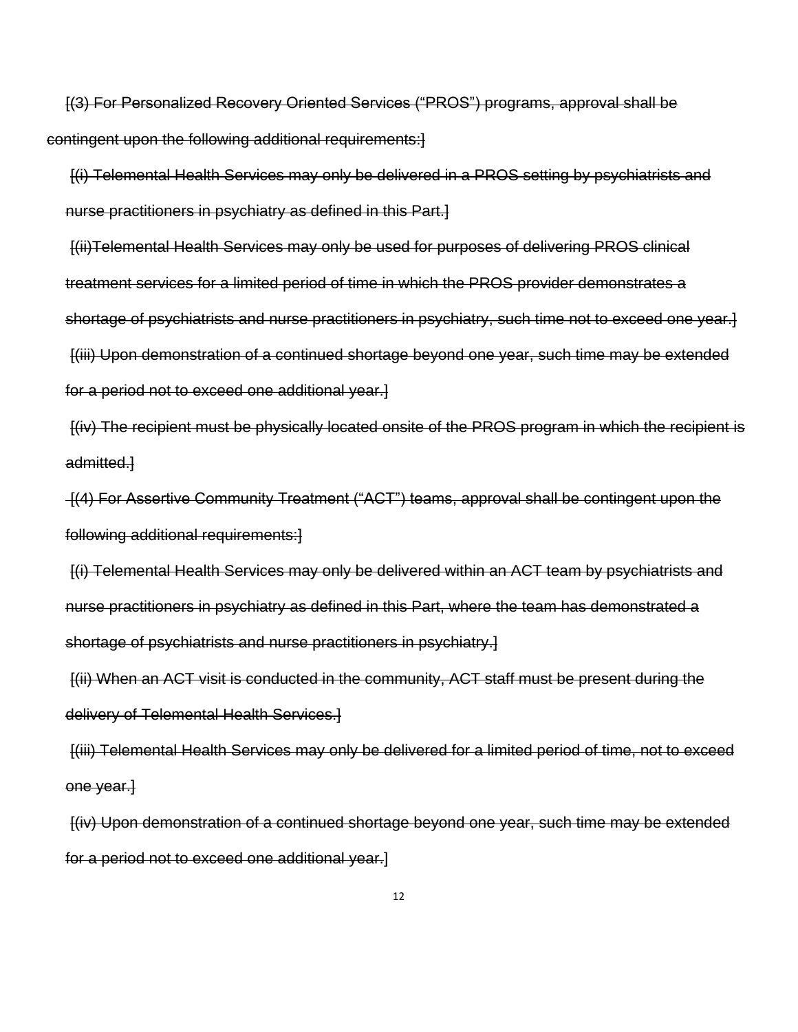~~[(3) For Personalized Recovery Oriented Services ("PROS") programs, approval shall be contingent upon the following additional requirements:]~~

~~[(i) Telemental Health Services may only be delivered in a PROS setting by psychiatrists and nurse practitioners in psychiatry as defined in this Part.]~~

~~[(ii)Telemental Health Services may only be used for purposes of delivering PROS clinical treatment services for a limited period of time in which the PROS provider demonstrates a shortage of psychiatrists and nurse practitioners in psychiatry, such time not to exceed one year.]~~

~~[(iii) Upon demonstration of a continued shortage beyond one year, such time may be extended for a period not to exceed one additional year.]~~

~~[(iv) The recipient must be physically located onsite of the PROS program in which the recipient is admitted.]~~

~~[(4) For Assertive Community Treatment ("ACT") teams, approval shall be contingent upon the following additional requirements:]~~

~~[(i) Telemental Health Services may only be delivered within an ACT team by psychiatrists and nurse practitioners in psychiatry as defined in this Part, where the team has demonstrated a shortage of psychiatrists and nurse practitioners in psychiatry.]~~

~~[(ii) When an ACT visit is conducted in the community, ACT staff must be present during the delivery of Telemental Health Services.]~~

~~[(iii) Telemental Health Services may only be delivered for a limited period of time, not to exceed one year.]~~

~~[(iv) Upon demonstration of a continued shortage beyond one year, such time may be extended for a period not to exceed one additional year.]~~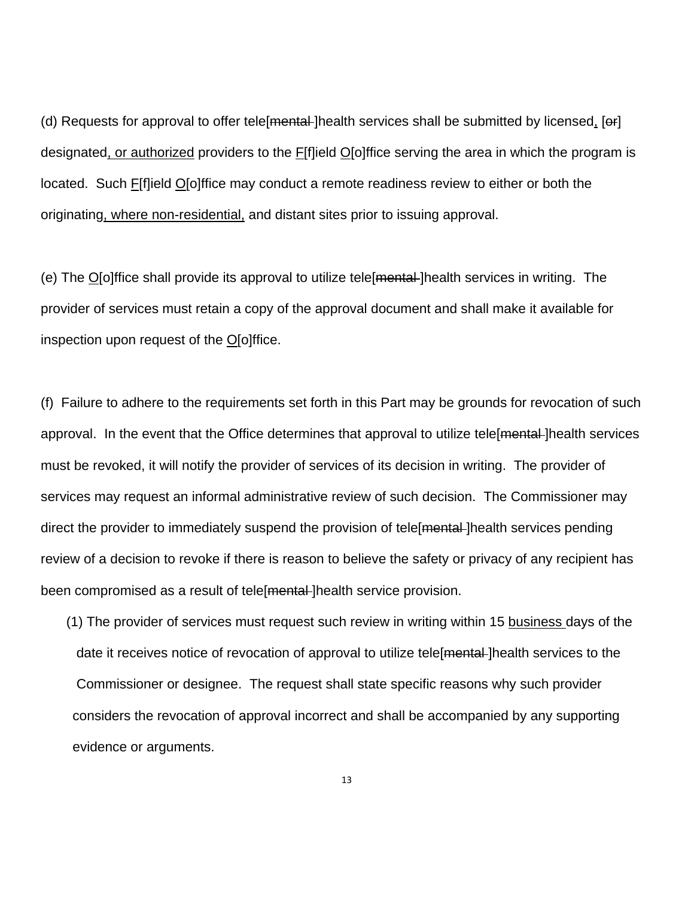(d) Requests for approval to offer tele[~~mental~~ ]health services shall be submitted by licensed<u>,</u> [~~or~~] designated<u>, or authorized</u> providers to the <u>F</u>[f]ield <u>O</u>[o]ffice serving the area in which the program is located. Such <u>F</u>[f]ield <u>O</u>[o]ffice may conduct a remote readiness review to either or both the originating<u>, where non-residential,</u> and distant sites prior to issuing approval.

(e) The <u>O</u>[o]ffice shall provide its approval to utilize tele[~~mental~~ ]health services in writing. The provider of services must retain a copy of the approval document and shall make it available for inspection upon request of the <u>O</u>[o]ffice.

(f) Failure to adhere to the requirements set forth in this Part may be grounds for revocation of such approval. In the event that the Office determines that approval to utilize tele[~~mental~~ ]health services must be revoked, it will notify the provider of services of its decision in writing. The provider of services may request an informal administrative review of such decision. The Commissioner may direct the provider to immediately suspend the provision of tele[~~mental~~ ]health services pending review of a decision to revoke if there is reason to believe the safety or privacy of any recipient has been compromised as a result of tele[~~mental~~ ]health service provision.

(1) The provider of services must request such review in writing within 15 <u>business</u> days of the date it receives notice of revocation of approval to utilize tele[~~mental~~ ]health services to the Commissioner or designee. The request shall state specific reasons why such provider considers the revocation of approval incorrect and shall be accompanied by any supporting evidence or arguments.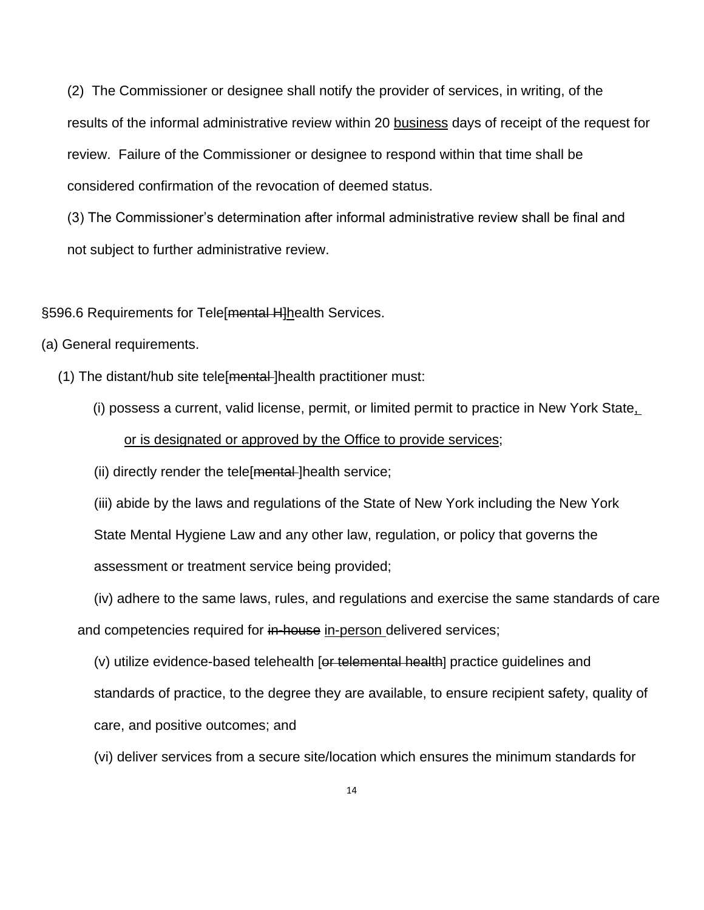(2) The Commissioner or designee shall notify the provider of services, in writing, of the results of the informal administrative review within 20 <u>business</u> days of receipt of the request for review. Failure of the Commissioner or designee to respond within that time shall be considered confirmation of the revocation of deemed status.

(3) The Commissioner's determination after informal administrative review shall be final and not subject to further administrative review.

§596.6 Requirements for Tele[~~mental H~~]<u>h</u>ealth Services.

(a) General requirements.

(1) The distant/hub site tele[~~mental~~ ]health practitioner must:

(i) possess a current, valid license, permit, or limited permit to practice in New York State<u>, or is designated or approved by the Office to provide services</u>;

(ii) directly render the tele[~~mental~~ ]health service;

(iii) abide by the laws and regulations of the State of New York including the New York State Mental Hygiene Law and any other law, regulation, or policy that governs the assessment or treatment service being provided;

(iv) adhere to the same laws, rules, and regulations and exercise the same standards of care and competencies required for ~~in-house~~ <u>in-person</u> delivered services;

(v) utilize evidence-based telehealth [~~or telemental health~~] practice guidelines and standards of practice, to the degree they are available, to ensure recipient safety, quality of care, and positive outcomes; and

(vi) deliver services from a secure site/location which ensures the minimum standards for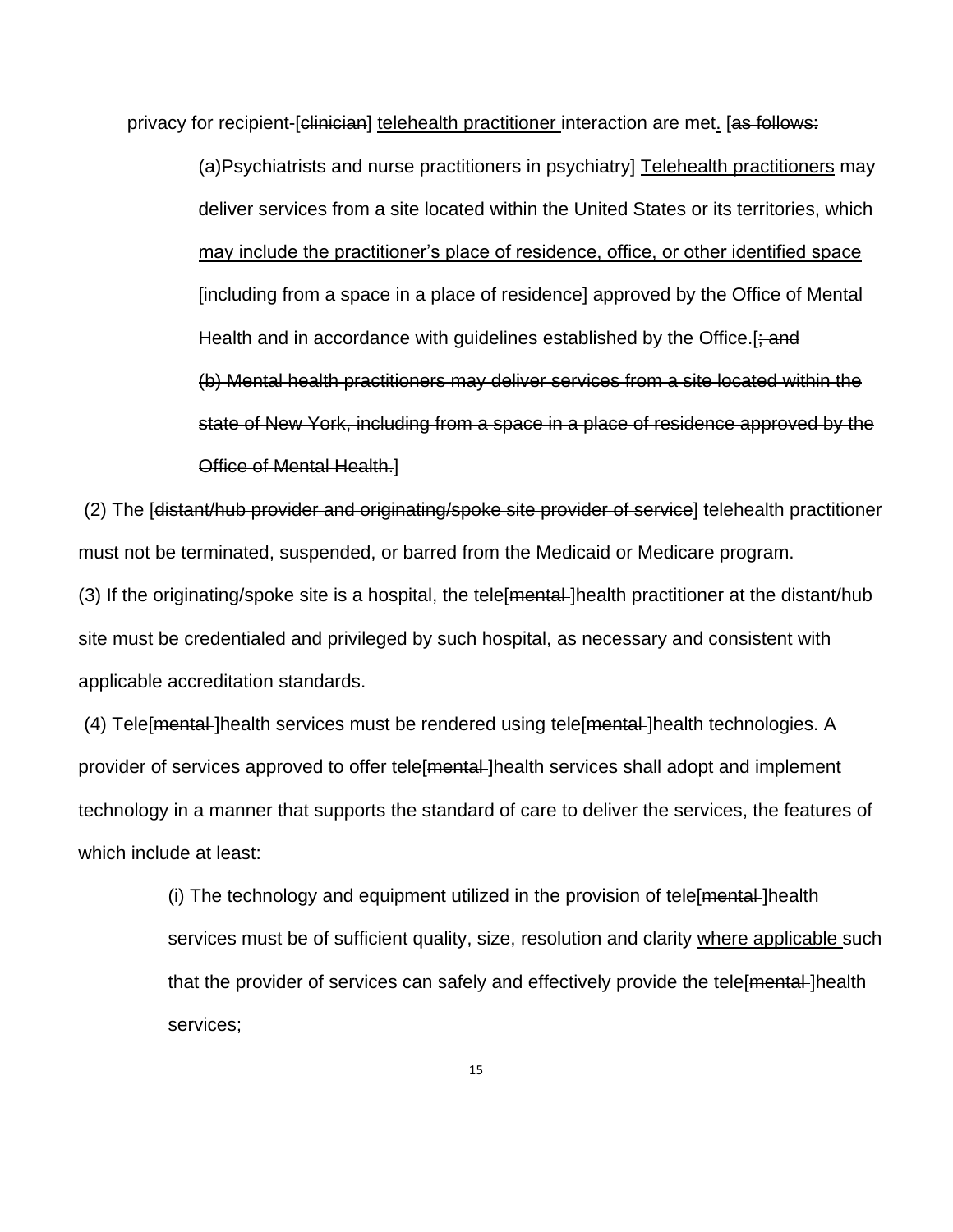privacy for recipient-[~~clinician~~] <u>telehealth practitioner</u> interaction are met<u>.</u> [~~as follows:~~

> ~~(a)Psychiatrists and nurse practitioners in psychiatry~~] <u>Telehealth practitioners</u> may deliver services from a site located within the United States or its territories, <u>which may include the practitioner's place of residence, office, or other identified space</u> [~~including from a space in a place of residence~~] approved by the Office of Mental Health <u>and in accordance with guidelines established by the Office.</u>[~~; and~~
>
> ~~(b) Mental health practitioners may deliver services from a site located within the state of New York, including from a space in a place of residence approved by the Office of Mental Health.~~]

(2) The [~~distant/hub provider and originating/spoke site provider of service~~] telehealth practitioner must not be terminated, suspended, or barred from the Medicaid or Medicare program.

(3) If the originating/spoke site is a hospital, the tele[~~mental~~ ]health practitioner at the distant/hub site must be credentialed and privileged by such hospital, as necessary and consistent with applicable accreditation standards.

(4) Tele[~~mental~~ ]health services must be rendered using tele[~~mental~~ ]health technologies. A provider of services approved to offer tele[~~mental~~ ]health services shall adopt and implement technology in a manner that supports the standard of care to deliver the services, the features of which include at least:

> (i) The technology and equipment utilized in the provision of tele[~~mental~~ ]health services must be of sufficient quality, size, resolution and clarity <u>where applicable</u> such that the provider of services can safely and effectively provide the tele[~~mental~~ ]health services;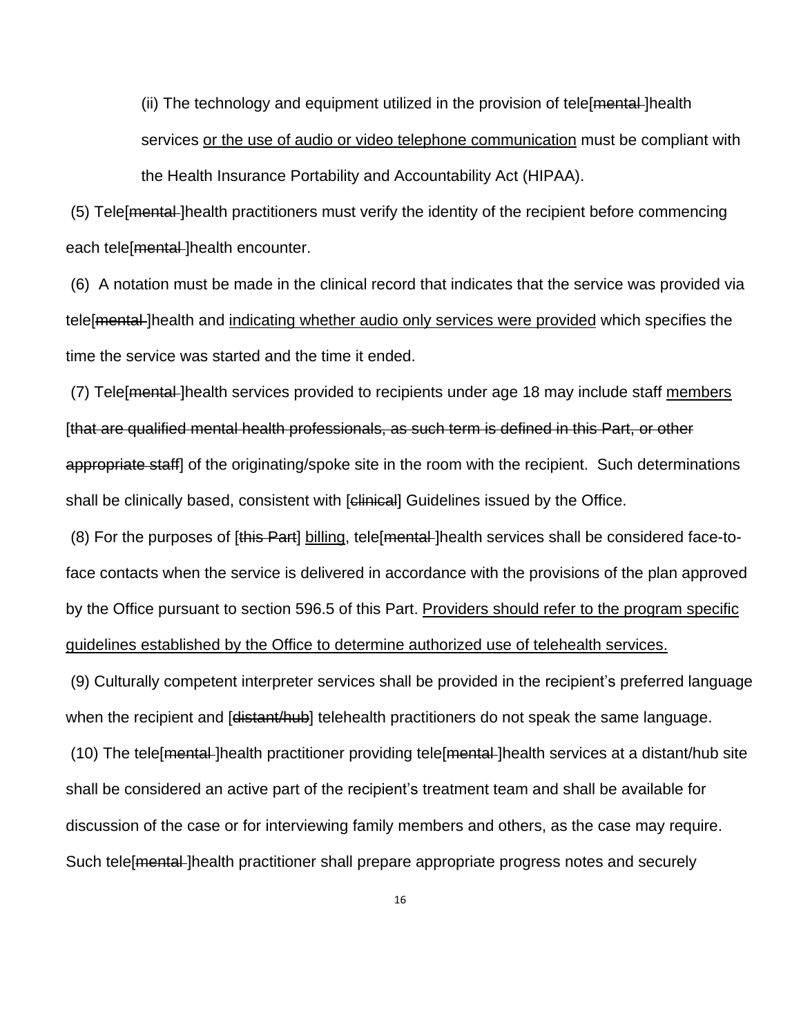(ii) The technology and equipment utilized in the provision of tele[~~mental~~ ]health services <u>or the use of audio or video telephone communication</u> must be compliant with the Health Insurance Portability and Accountability Act (HIPAA).

(5) Tele[~~mental~~ ]health practitioners must verify the identity of the recipient before commencing each tele[~~mental~~ ]health encounter.

(6) A notation must be made in the clinical record that indicates that the service was provided via tele[~~mental~~ ]health and <u>indicating whether audio only services were provided</u> which specifies the time the service was started and the time it ended.

(7) Tele[~~mental~~ ]health services provided to recipients under age 18 may include staff <u>members</u> [~~that are qualified mental health professionals, as such term is defined in this Part, or other appropriate staff~~] of the originating/spoke site in the room with the recipient. Such determinations shall be clinically based, consistent with [~~clinical~~] Guidelines issued by the Office.

(8) For the purposes of [~~this Part~~] <u>billing</u>, tele[~~mental~~ ]health services shall be considered face-to-face contacts when the service is delivered in accordance with the provisions of the plan approved by the Office pursuant to section 596.5 of this Part. <u>Providers should refer to the program specific guidelines established by the Office to determine authorized use of telehealth services.</u>

(9) Culturally competent interpreter services shall be provided in the recipient's preferred language when the recipient and [~~distant/hub~~] telehealth practitioners do not speak the same language.

(10) The tele[~~mental~~ ]health practitioner providing tele[~~mental~~ ]health services at a distant/hub site shall be considered an active part of the recipient's treatment team and shall be available for discussion of the case or for interviewing family members and others, as the case may require. Such tele[~~mental~~ ]health practitioner shall prepare appropriate progress notes and securely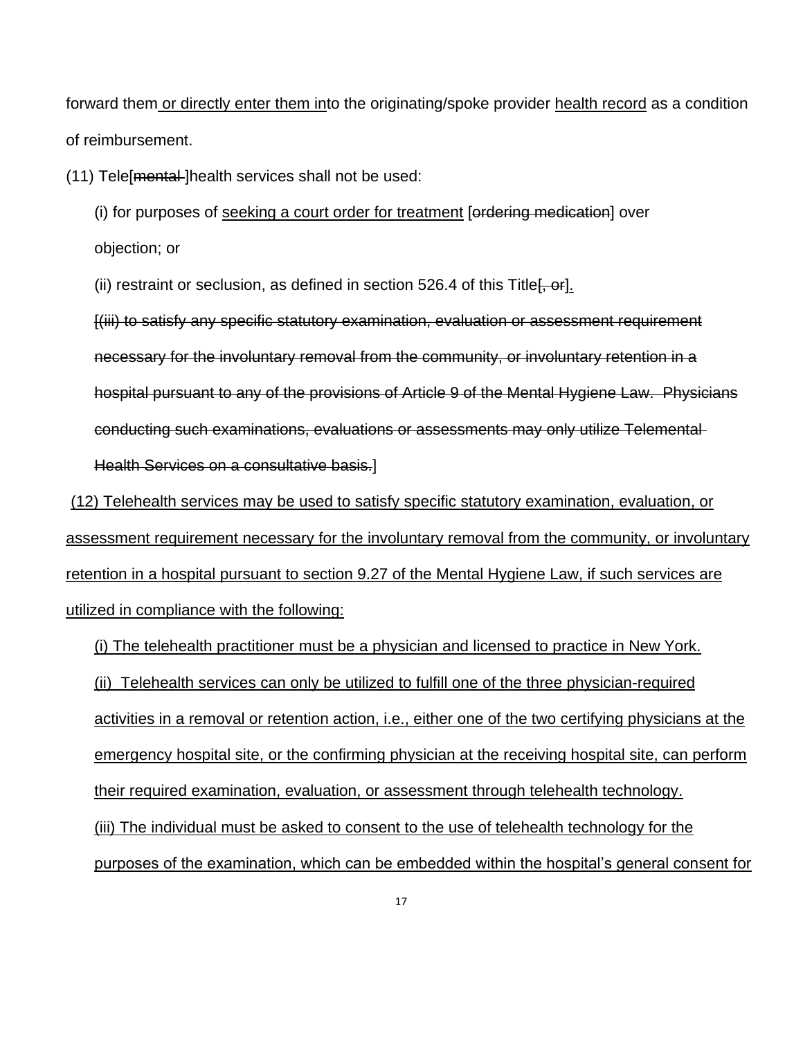forward them <u>or directly enter them in</u>to the originating/spoke provider <u>health record</u> as a condition of reimbursement.

(11) Tele[~~mental~~ ]health services shall not be used:

(i) for purposes of <u>seeking a court order for treatment</u> [~~ordering medication~~] over objection; or

(ii) restraint or seclusion, as defined in section 526.4 of this Title[~~, or~~]<u>.</u>

[~~(iii) to satisfy any specific statutory examination, evaluation or assessment requirement necessary for the involuntary removal from the community, or involuntary retention in a hospital pursuant to any of the provisions of Article 9 of the Mental Hygiene Law. Physicians conducting such examinations, evaluations or assessments may only utilize Telemental Health Services on a consultative basis.~~]

<u>(12) Telehealth services may be used to satisfy specific statutory examination, evaluation, or assessment requirement necessary for the involuntary removal from the community, or involuntary retention in a hospital pursuant to section 9.27 of the Mental Hygiene Law, if such services are utilized in compliance with the following:</u>

<u>(i) The telehealth practitioner must be a physician and licensed to practice in New York.</u>

<u>(ii) Telehealth services can only be utilized to fulfill one of the three physician-required activities in a removal or retention action, i.e., either one of the two certifying physicians at the emergency hospital site, or the confirming physician at the receiving hospital site, can perform their required examination, evaluation, or assessment through telehealth technology.</u>

<u>(iii) The individual must be asked to consent to the use of telehealth technology for the purposes of the examination, which can be embedded within the hospital's general consent for</u>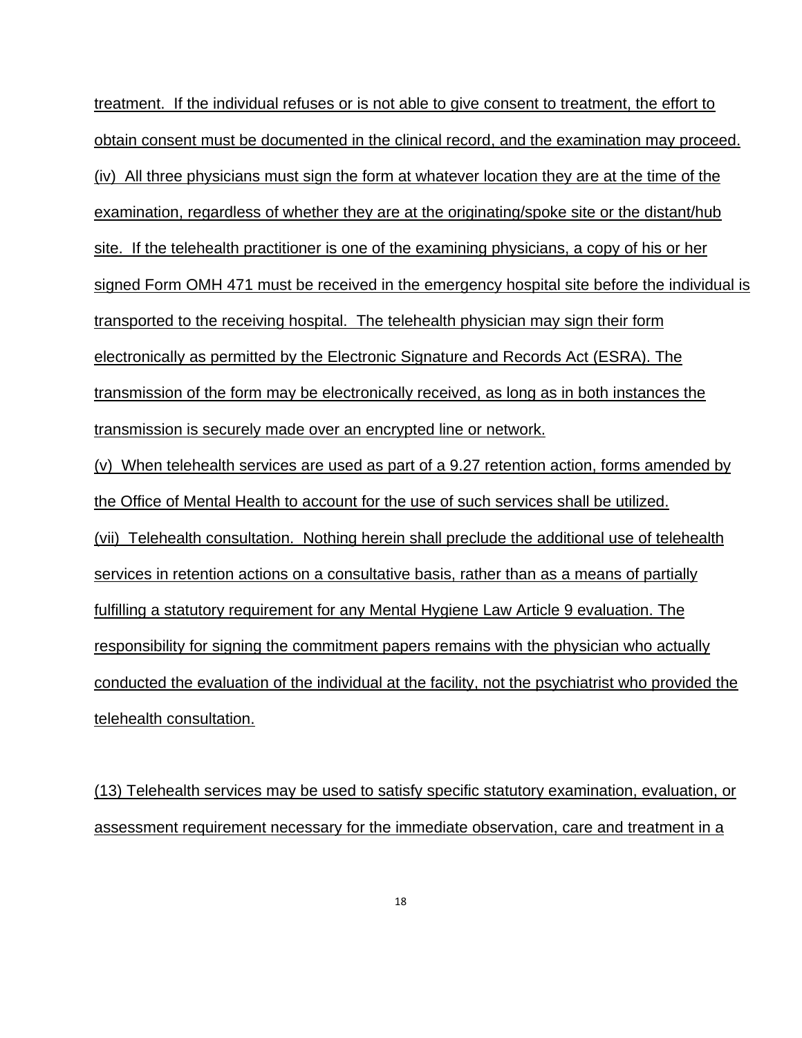treatment. If the individual refuses or is not able to give consent to treatment, the effort to obtain consent must be documented in the clinical record, and the examination may proceed.

(iv) All three physicians must sign the form at whatever location they are at the time of the examination, regardless of whether they are at the originating/spoke site or the distant/hub site. If the telehealth practitioner is one of the examining physicians, a copy of his or her signed Form OMH 471 must be received in the emergency hospital site before the individual is transported to the receiving hospital. The telehealth physician may sign their form electronically as permitted by the Electronic Signature and Records Act (ESRA). The transmission of the form may be electronically received, as long as in both instances the transmission is securely made over an encrypted line or network.

(v) When telehealth services are used as part of a 9.27 retention action, forms amended by the Office of Mental Health to account for the use of such services shall be utilized.

(vii) Telehealth consultation. Nothing herein shall preclude the additional use of telehealth services in retention actions on a consultative basis, rather than as a means of partially fulfilling a statutory requirement for any Mental Hygiene Law Article 9 evaluation. The responsibility for signing the commitment papers remains with the physician who actually conducted the evaluation of the individual at the facility, not the psychiatrist who provided the telehealth consultation.

(13) Telehealth services may be used to satisfy specific statutory examination, evaluation, or assessment requirement necessary for the immediate observation, care and treatment in a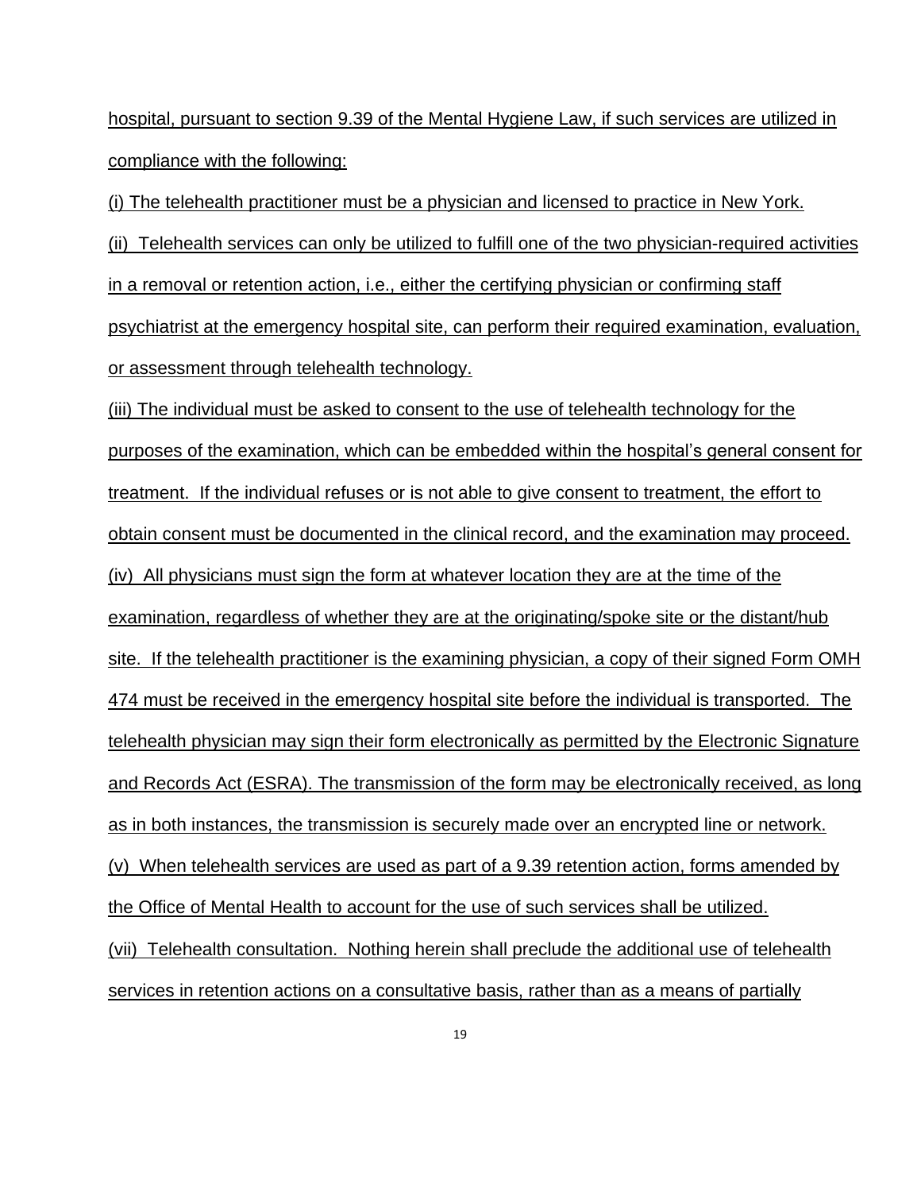hospital, pursuant to section 9.39 of the Mental Hygiene Law, if such services are utilized in compliance with the following:

(i) The telehealth practitioner must be a physician and licensed to practice in New York.

(ii) Telehealth services can only be utilized to fulfill one of the two physician-required activities in a removal or retention action, i.e., either the certifying physician or confirming staff psychiatrist at the emergency hospital site, can perform their required examination, evaluation, or assessment through telehealth technology.

(iii) The individual must be asked to consent to the use of telehealth technology for the purposes of the examination, which can be embedded within the hospital's general consent for treatment. If the individual refuses or is not able to give consent to treatment, the effort to obtain consent must be documented in the clinical record, and the examination may proceed.

(iv) All physicians must sign the form at whatever location they are at the time of the examination, regardless of whether they are at the originating/spoke site or the distant/hub site. If the telehealth practitioner is the examining physician, a copy of their signed Form OMH 474 must be received in the emergency hospital site before the individual is transported. The telehealth physician may sign their form electronically as permitted by the Electronic Signature and Records Act (ESRA). The transmission of the form may be electronically received, as long as in both instances, the transmission is securely made over an encrypted line or network.

(v) When telehealth services are used as part of a 9.39 retention action, forms amended by the Office of Mental Health to account for the use of such services shall be utilized.

(vii) Telehealth consultation. Nothing herein shall preclude the additional use of telehealth services in retention actions on a consultative basis, rather than as a means of partially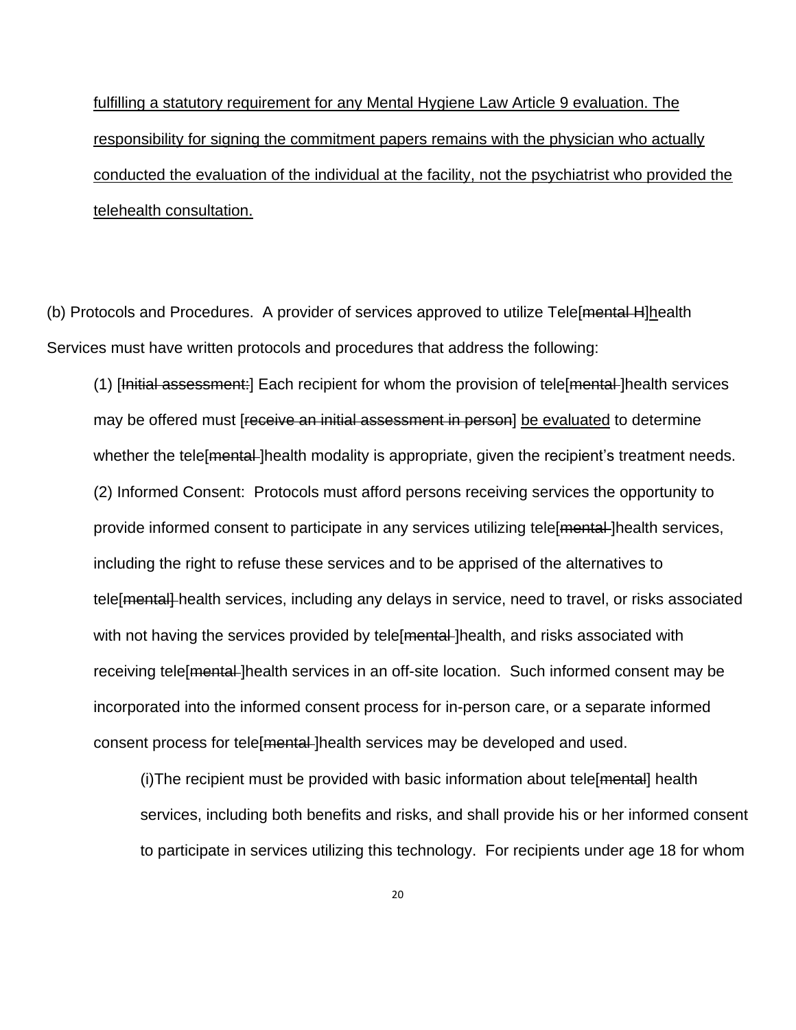fulfilling a statutory requirement for any Mental Hygiene Law Article 9 evaluation. The responsibility for signing the commitment papers remains with the physician who actually conducted the evaluation of the individual at the facility, not the psychiatrist who provided the telehealth consultation.

(b) Protocols and Procedures. A provider of services approved to utilize Tele[~~mental H~~]health Services must have written protocols and procedures that address the following:

(1) [~~Initial assessment:~~] Each recipient for whom the provision of tele[~~mental~~ ]health services may be offered must [~~receive an initial assessment in person~~] be evaluated to determine whether the tele[~~mental~~ ]health modality is appropriate, given the recipient's treatment needs.

(2) Informed Consent: Protocols must afford persons receiving services the opportunity to provide informed consent to participate in any services utilizing tele[~~mental~~ ]health services, including the right to refuse these services and to be apprised of the alternatives to tele[~~mental]~~ health services, including any delays in service, need to travel, or risks associated with not having the services provided by tele[~~mental~~ ]health, and risks associated with receiving tele[~~mental~~ ]health services in an off-site location. Such informed consent may be incorporated into the informed consent process for in-person care, or a separate informed consent process for tele[~~mental~~ ]health services may be developed and used.

(i)The recipient must be provided with basic information about tele[~~mental~~] health services, including both benefits and risks, and shall provide his or her informed consent to participate in services utilizing this technology. For recipients under age 18 for whom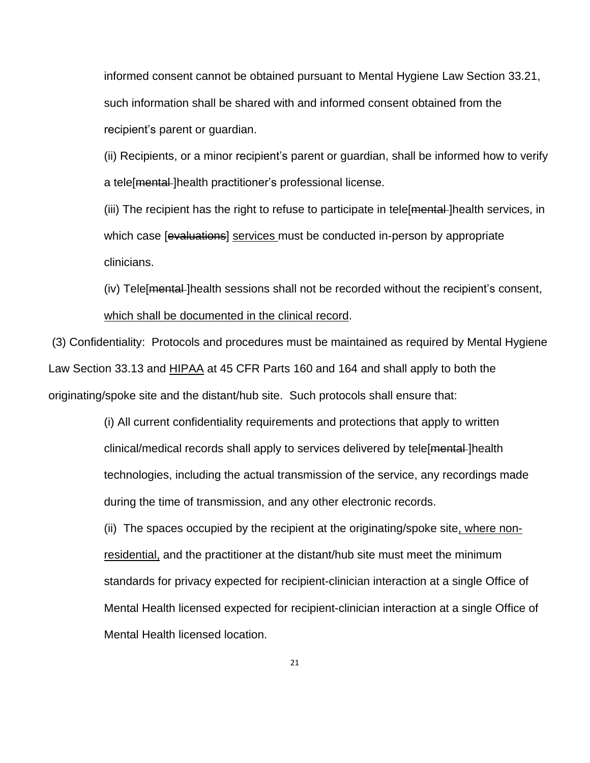informed consent cannot be obtained pursuant to Mental Hygiene Law Section 33.21, such information shall be shared with and informed consent obtained from the recipient's parent or guardian.

(ii) Recipients, or a minor recipient's parent or guardian, shall be informed how to verify a tele[~~mental~~ ]health practitioner's professional license.

(iii) The recipient has the right to refuse to participate in tele[~~mental~~ ]health services, in which case [~~evaluations~~] <u>services</u> must be conducted in-person by appropriate clinicians.

(iv) Tele[~~mental~~ ]health sessions shall not be recorded without the recipient's consent, <u>which shall be documented in the clinical record</u>.

(3) Confidentiality: Protocols and procedures must be maintained as required by Mental Hygiene Law Section 33.13 and <u>HIPAA</u> at 45 CFR Parts 160 and 164 and shall apply to both the originating/spoke site and the distant/hub site. Such protocols shall ensure that:

(i) All current confidentiality requirements and protections that apply to written clinical/medical records shall apply to services delivered by tele[~~mental~~ ]health technologies, including the actual transmission of the service, any recordings made during the time of transmission, and any other electronic records.

(ii) The spaces occupied by the recipient at the originating/spoke site<u>, where non-residential,</u> and the practitioner at the distant/hub site must meet the minimum standards for privacy expected for recipient-clinician interaction at a single Office of Mental Health licensed expected for recipient-clinician interaction at a single Office of Mental Health licensed location.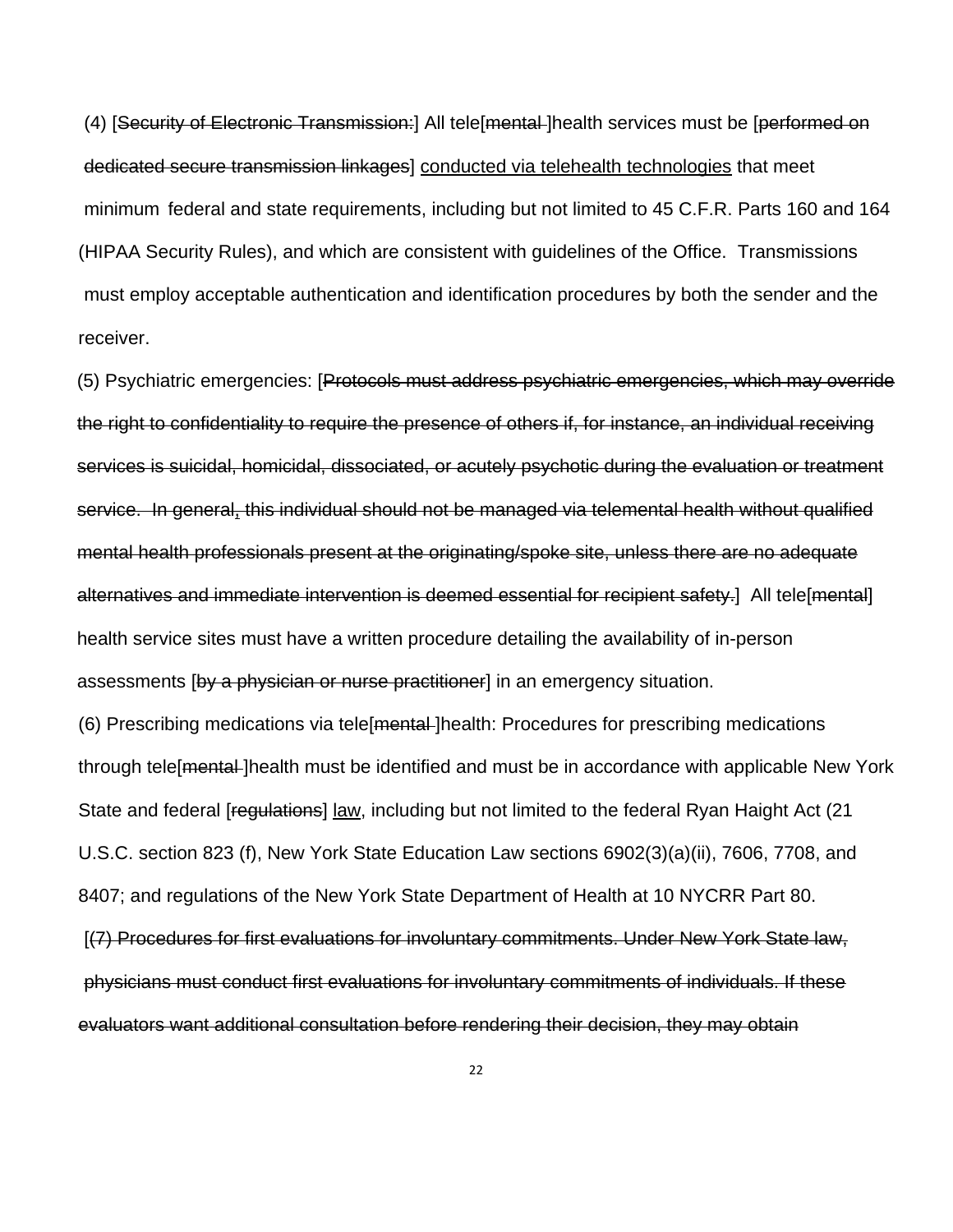(4) [~~Security of Electronic Transmission:~~] All tele[~~mental~~ ]health services must be [~~performed on dedicated secure transmission linkages~~] <u>conducted via telehealth technologies</u> that meet minimum federal and state requirements, including but not limited to 45 C.F.R. Parts 160 and 164 (HIPAA Security Rules), and which are consistent with guidelines of the Office. Transmissions must employ acceptable authentication and identification procedures by both the sender and the receiver.

(5) Psychiatric emergencies: [~~Protocols must address psychiatric emergencies, which may override the right to confidentiality to require the presence of others if, for instance, an individual receiving services is suicidal, homicidal, dissociated, or acutely psychotic during the evaluation or treatment service. In general, this individual should not be managed via telemental health without qualified mental health professionals present at the originating/spoke site, unless there are no adequate alternatives and immediate intervention is deemed essential for recipient safety.~~] All tele[~~mental~~] health service sites must have a written procedure detailing the availability of in-person assessments [~~by a physician or nurse practitioner~~] in an emergency situation.

(6) Prescribing medications via tele[~~mental~~ ]health: Procedures for prescribing medications through tele[~~mental~~ ]health must be identified and must be in accordance with applicable New York State and federal [~~regulations~~] <u>law</u>, including but not limited to the federal Ryan Haight Act (21 U.S.C. section 823 (f), New York State Education Law sections 6902(3)(a)(ii), 7606, 7708, and 8407; and regulations of the New York State Department of Health at 10 NYCRR Part 80.

[~~(7) Procedures for first evaluations for involuntary commitments. Under New York State law, physicians must conduct first evaluations for involuntary commitments of individuals. If these evaluators want additional consultation before rendering their decision, they may obtain~~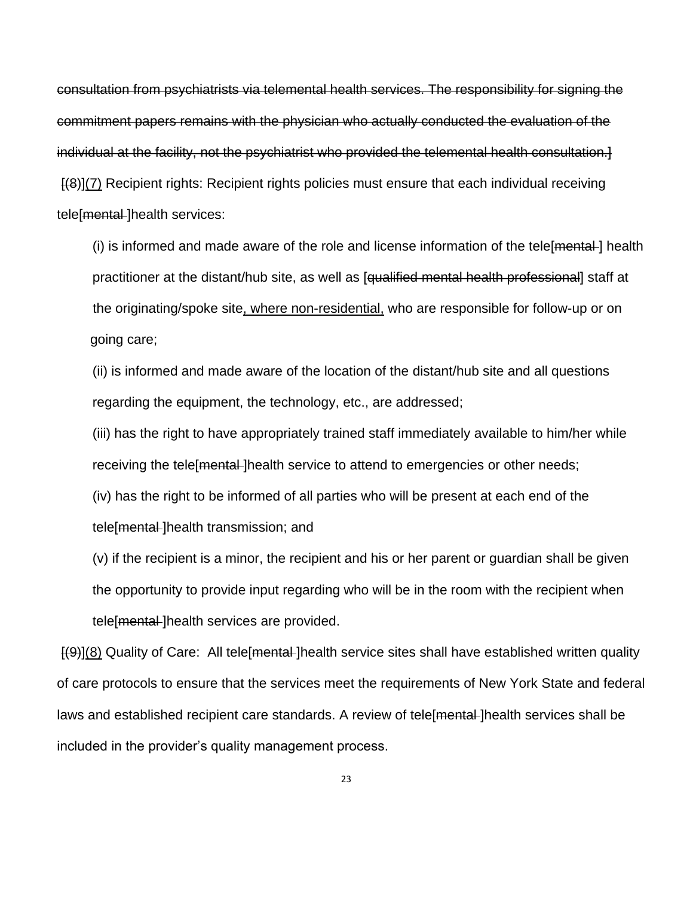~~consultation from psychiatrists via telemental health services. The responsibility for signing the commitment papers remains with the physician who actually conducted the evaluation of the individual at the facility, not the psychiatrist who provided the telemental health consultation.]~~

[~~(8)~~](7) Recipient rights: Recipient rights policies must ensure that each individual receiving tele[~~mental~~ ]health services:

(i) is informed and made aware of the role and license information of the tele[~~mental~~ ] health practitioner at the distant/hub site, as well as [~~qualified mental health professional~~] staff at the originating/spoke site, where non-residential, who are responsible for follow-up or on going care;

(ii) is informed and made aware of the location of the distant/hub site and all questions regarding the equipment, the technology, etc., are addressed;

(iii) has the right to have appropriately trained staff immediately available to him/her while receiving the tele[~~mental~~ ]health service to attend to emergencies or other needs;

(iv) has the right to be informed of all parties who will be present at each end of the tele[~~mental~~ ]health transmission; and

(v) if the recipient is a minor, the recipient and his or her parent or guardian shall be given the opportunity to provide input regarding who will be in the room with the recipient when tele[~~mental~~ ]health services are provided.

[~~(9)~~](8) Quality of Care: All tele[~~mental~~ ]health service sites shall have established written quality of care protocols to ensure that the services meet the requirements of New York State and federal laws and established recipient care standards. A review of tele[~~mental~~ ]health services shall be included in the provider's quality management process.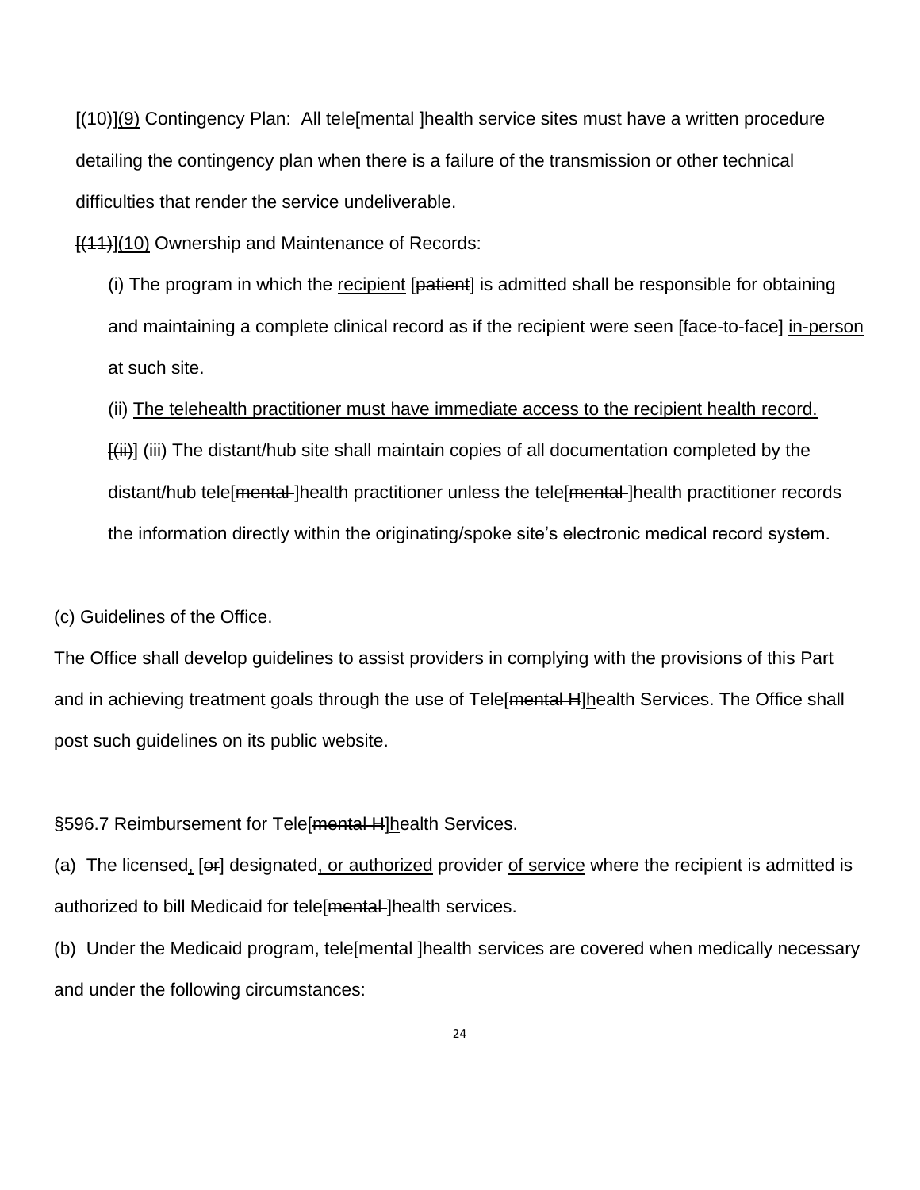[(10)](9) Contingency Plan: All tele[mental ]health service sites must have a written procedure detailing the contingency plan when there is a failure of the transmission or other technical difficulties that render the service undeliverable.

[(11)](10) Ownership and Maintenance of Records:

(i) The program in which the recipient [patient] is admitted shall be responsible for obtaining and maintaining a complete clinical record as if the recipient were seen [face-to-face] in-person at such site.

(ii) The telehealth practitioner must have immediate access to the recipient health record.

[(ii)] (iii) The distant/hub site shall maintain copies of all documentation completed by the distant/hub tele[mental ]health practitioner unless the tele[mental ]health practitioner records the information directly within the originating/spoke site's electronic medical record system.

(c) Guidelines of the Office.

The Office shall develop guidelines to assist providers in complying with the provisions of this Part and in achieving treatment goals through the use of Tele[mental H]health Services. The Office shall post such guidelines on its public website.

§596.7 Reimbursement for Tele[mental H]health Services.

(a) The licensed, [or] designated, or authorized provider of service where the recipient is admitted is authorized to bill Medicaid for tele[mental ]health services.

(b) Under the Medicaid program, tele[mental ]health services are covered when medically necessary and under the following circumstances: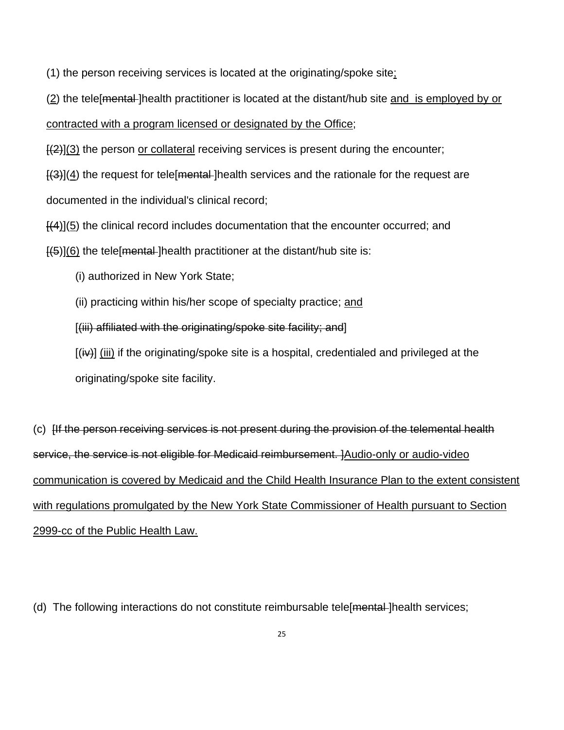(1) the person receiving services is located at the originating/spoke site;

(2) the tele[mental ]health practitioner is located at the distant/hub site and is employed by or contracted with a program licensed or designated by the Office;

[(2)](3) the person or collateral receiving services is present during the encounter;

[(3)](4) the request for tele[mental ]health services and the rationale for the request are documented in the individual's clinical record;

[(4)](5) the clinical record includes documentation that the encounter occurred; and

[(5)](6) the tele[mental ]health practitioner at the distant/hub site is:

(i) authorized in New York State;

(ii) practicing within his/her scope of specialty practice; and

[(iii) affiliated with the originating/spoke site facility; and]

[(iv)] (iii) if the originating/spoke site is a hospital, credentialed and privileged at the originating/spoke site facility.

(c) [If the person receiving services is not present during the provision of the telemental health service, the service is not eligible for Medicaid reimbursement. ]Audio-only or audio-video communication is covered by Medicaid and the Child Health Insurance Plan to the extent consistent with regulations promulgated by the New York State Commissioner of Health pursuant to Section 2999-cc of the Public Health Law.

(d) The following interactions do not constitute reimbursable tele[mental ]health services;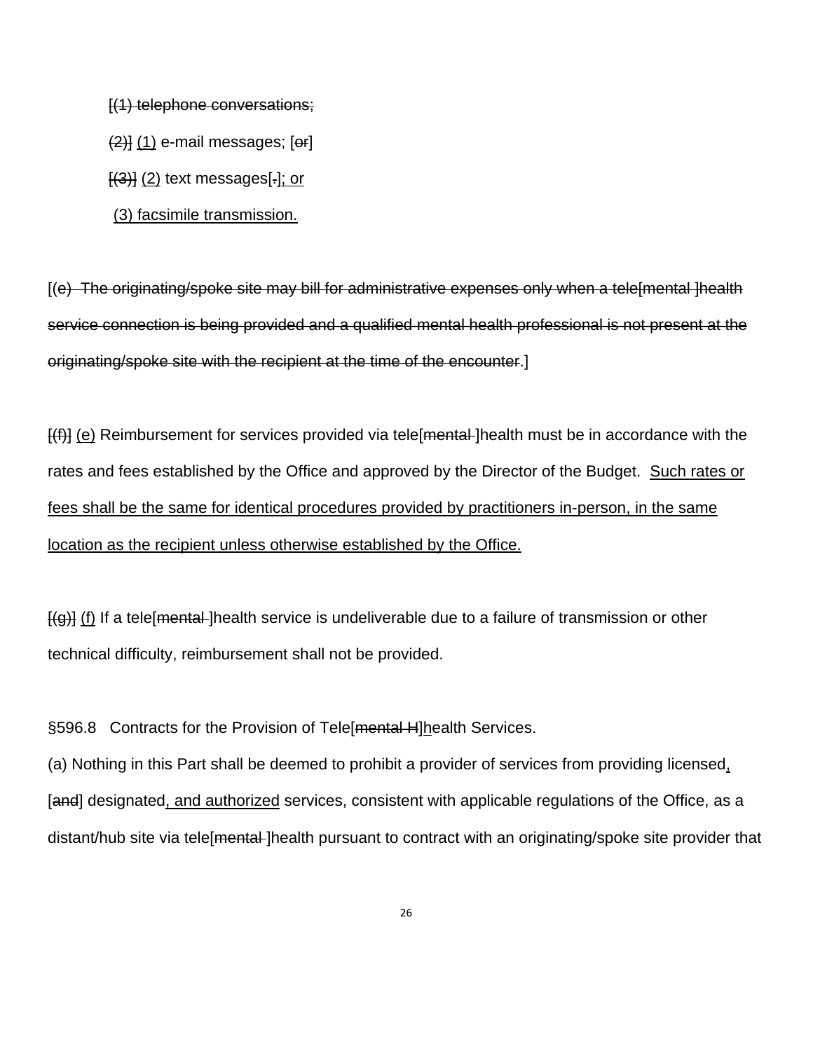[(1) telephone conversations;

(2)] (1) e-mail messages; [or]

[(3)] (2) text messages[.]; or

(3) facsimile transmission.

[(e) The originating/spoke site may bill for administrative expenses only when a tele[mental ]health service connection is being provided and a qualified mental health professional is not present at the originating/spoke site with the recipient at the time of the encounter.]

[(f)] (e) Reimbursement for services provided via tele[mental ]health must be in accordance with the rates and fees established by the Office and approved by the Director of the Budget. Such rates or fees shall be the same for identical procedures provided by practitioners in-person, in the same location as the recipient unless otherwise established by the Office.

[(g)] (f) If a tele[mental ]health service is undeliverable due to a failure of transmission or other technical difficulty, reimbursement shall not be provided.

§596.8 Contracts for the Provision of Tele[mental H]health Services.

(a) Nothing in this Part shall be deemed to prohibit a provider of services from providing licensed, [and] designated, and authorized services, consistent with applicable regulations of the Office, as a distant/hub site via tele[mental ]health pursuant to contract with an originating/spoke site provider that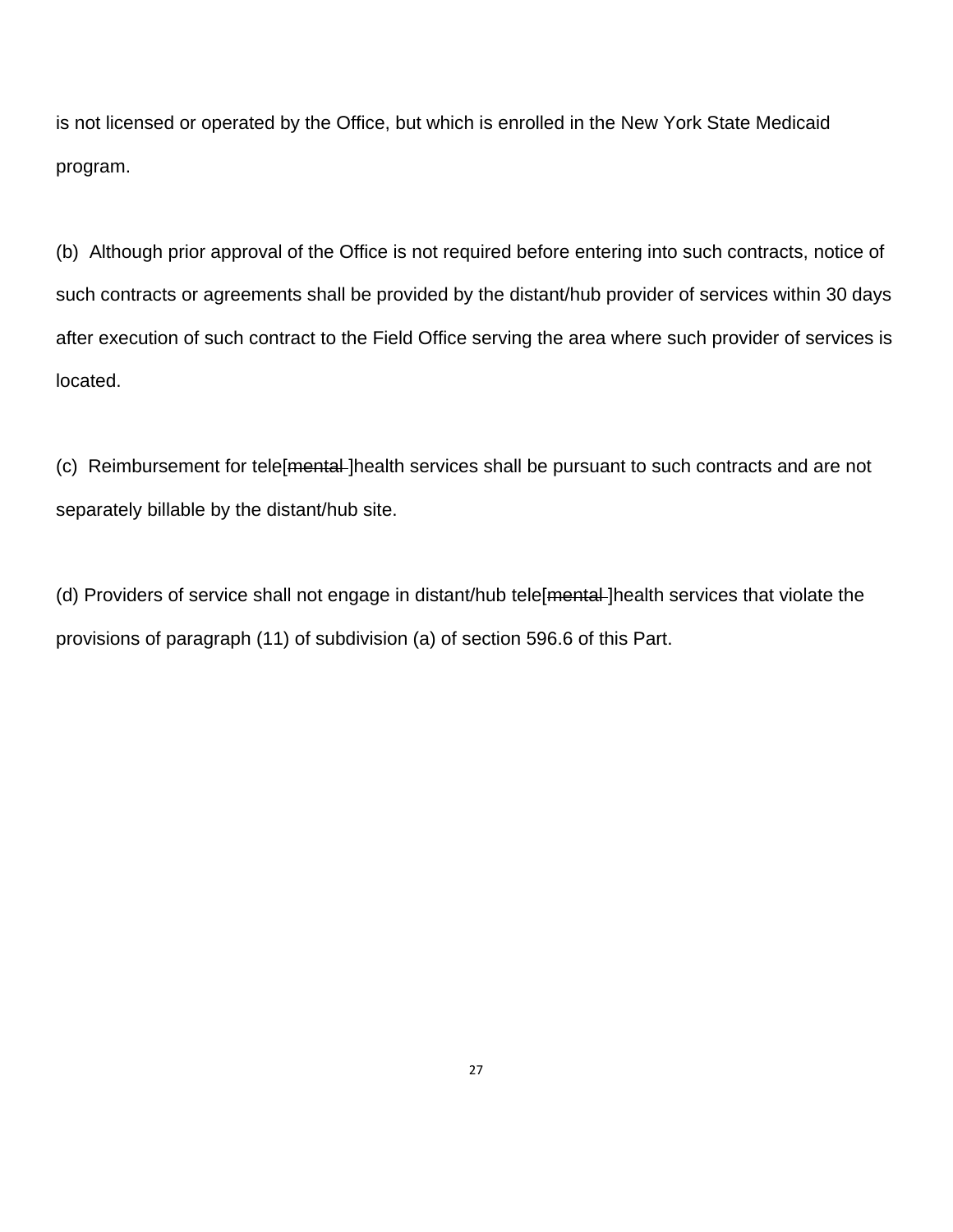is not licensed or operated by the Office, but which is enrolled in the New York State Medicaid program.

(b) Although prior approval of the Office is not required before entering into such contracts, notice of such contracts or agreements shall be provided by the distant/hub provider of services within 30 days after execution of such contract to the Field Office serving the area where such provider of services is located.

(c) Reimbursement for tele[~~mental~~ ]health services shall be pursuant to such contracts and are not separately billable by the distant/hub site.

(d) Providers of service shall not engage in distant/hub tele[~~mental~~ ]health services that violate the provisions of paragraph (11) of subdivision (a) of section 596.6 of this Part.